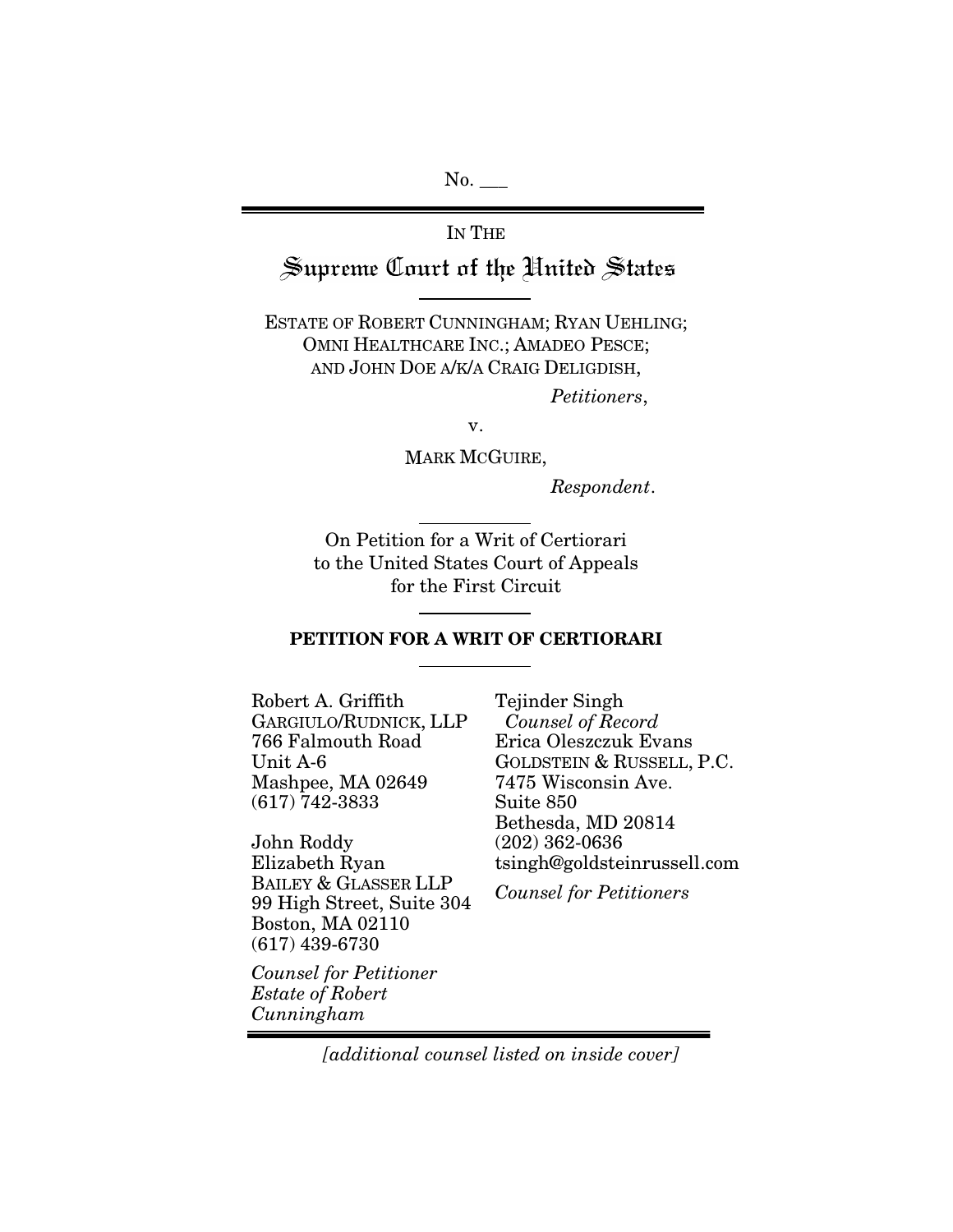No. \_\_\_

IN THE

# Supreme Court of the United States

ESTATE OF ROBERT CUNNINGHAM; RYAN UEHLING; OMNI HEALTHCARE INC.; AMADEO PESCE; AND JOHN DOE A/K/A CRAIG DELIGDISH,

*Petitioners*,

v.

MARK MCGUIRE,

*Respondent*.

On Petition for a Writ of Certiorari to the United States Court of Appeals for the First Circuit

**PETITION FOR A WRIT OF CERTIORARI**

Robert A. Griffith
GARGIULO/RUDNICK, LLP
766 Falmouth Road
Unit A-6
Mashpee, MA 02649
(617) 742-3833

John Roddy
Elizabeth Ryan
BAILEY & GLASSER LLP
99 High Street, Suite 304
Boston, MA 02110
(617) 439-6730

*Counsel for Petitioner Estate of Robert Cunningham*

Tejinder Singh
*Counsel of Record*
Erica Oleszczuk Evans
GOLDSTEIN & RUSSELL, P.C.
7475 Wisconsin Ave.
Suite 850
Bethesda, MD 20814
(202) 362-0636
tsingh@goldsteinrussell.com

*Counsel for Petitioners*

*[additional counsel listed on inside cover]*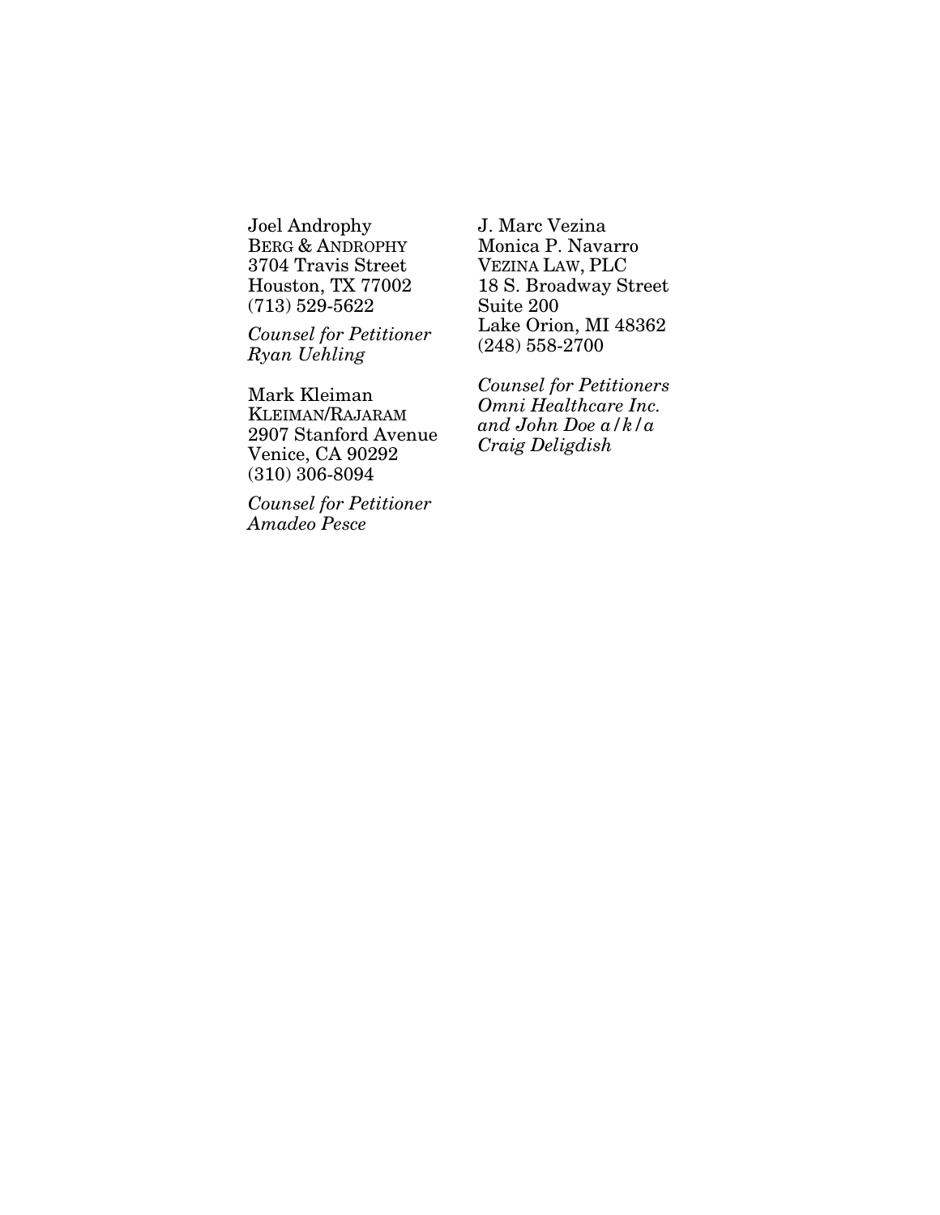Joel Androphy
BERG & ANDROPHY
3704 Travis Street
Houston, TX 77002
(713) 529-5622

*Counsel for Petitioner Ryan Uehling*

Mark Kleiman
KLEIMAN/RAJARAM
2907 Stanford Avenue
Venice, CA 90292
(310) 306-8094

*Counsel for Petitioner Amadeo Pesce*

J. Marc Vezina
Monica P. Navarro
VEZINA LAW, PLC
18 S. Broadway Street
Suite 200
Lake Orion, MI 48362
(248) 558-2700

*Counsel for Petitioners Omni Healthcare Inc. and John Doe a/k/a Craig Deligdish*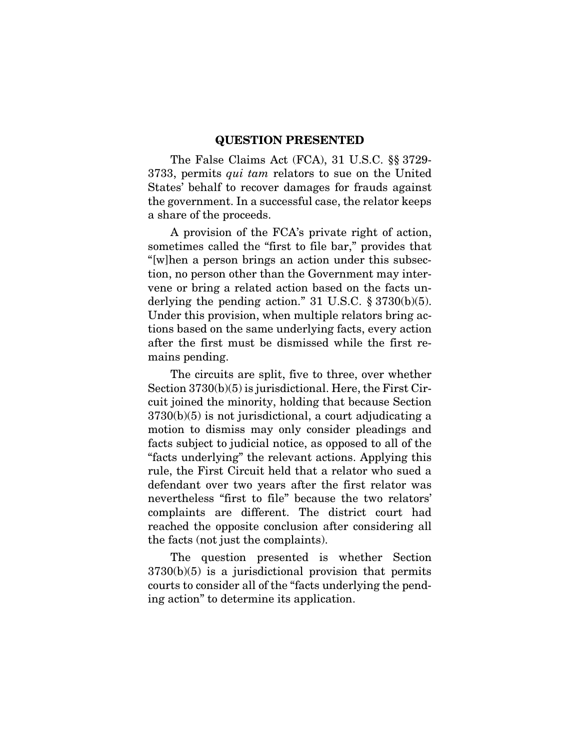## QUESTION PRESENTED

The False Claims Act (FCA), 31 U.S.C. §§ 3729-3733, permits *qui tam* relators to sue on the United States' behalf to recover damages for frauds against the government. In a successful case, the relator keeps a share of the proceeds.

A provision of the FCA's private right of action, sometimes called the "first to file bar," provides that "[w]hen a person brings an action under this subsection, no person other than the Government may intervene or bring a related action based on the facts underlying the pending action." 31 U.S.C. § 3730(b)(5). Under this provision, when multiple relators bring actions based on the same underlying facts, every action after the first must be dismissed while the first remains pending.

The circuits are split, five to three, over whether Section 3730(b)(5) is jurisdictional. Here, the First Circuit joined the minority, holding that because Section 3730(b)(5) is not jurisdictional, a court adjudicating a motion to dismiss may only consider pleadings and facts subject to judicial notice, as opposed to all of the "facts underlying" the relevant actions. Applying this rule, the First Circuit held that a relator who sued a defendant over two years after the first relator was nevertheless "first to file" because the two relators' complaints are different. The district court had reached the opposite conclusion after considering all the facts (not just the complaints).

The question presented is whether Section 3730(b)(5) is a jurisdictional provision that permits courts to consider all of the "facts underlying the pending action" to determine its application.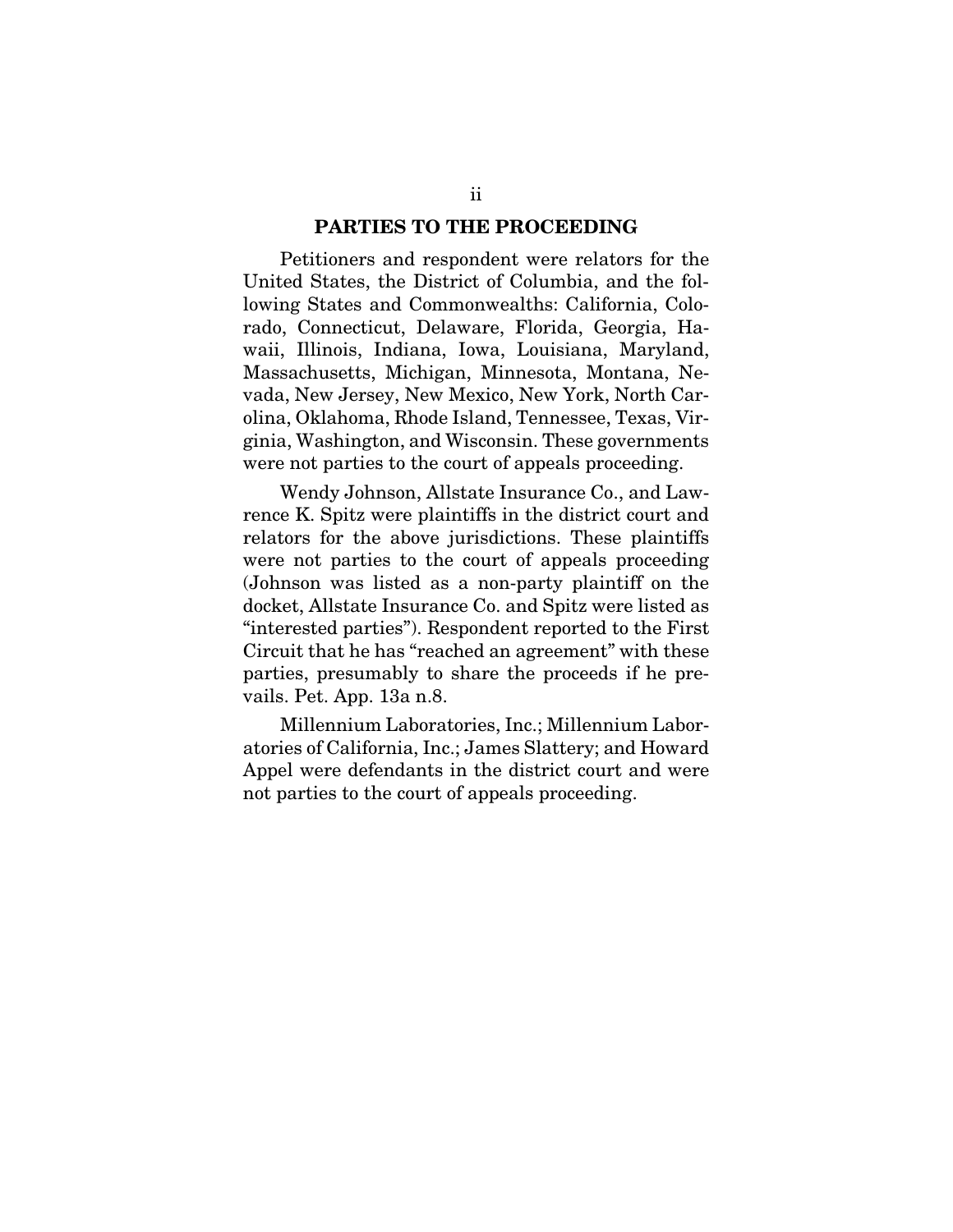## PARTIES TO THE PROCEEDING

Petitioners and respondent were relators for the United States, the District of Columbia, and the following States and Commonwealths: California, Colorado, Connecticut, Delaware, Florida, Georgia, Hawaii, Illinois, Indiana, Iowa, Louisiana, Maryland, Massachusetts, Michigan, Minnesota, Montana, Nevada, New Jersey, New Mexico, New York, North Carolina, Oklahoma, Rhode Island, Tennessee, Texas, Virginia, Washington, and Wisconsin. These governments were not parties to the court of appeals proceeding.

Wendy Johnson, Allstate Insurance Co., and Lawrence K. Spitz were plaintiffs in the district court and relators for the above jurisdictions. These plaintiffs were not parties to the court of appeals proceeding (Johnson was listed as a non-party plaintiff on the docket, Allstate Insurance Co. and Spitz were listed as "interested parties"). Respondent reported to the First Circuit that he has "reached an agreement" with these parties, presumably to share the proceeds if he prevails. Pet. App. 13a n.8.

Millennium Laboratories, Inc.; Millennium Laboratories of California, Inc.; James Slattery; and Howard Appel were defendants in the district court and were not parties to the court of appeals proceeding.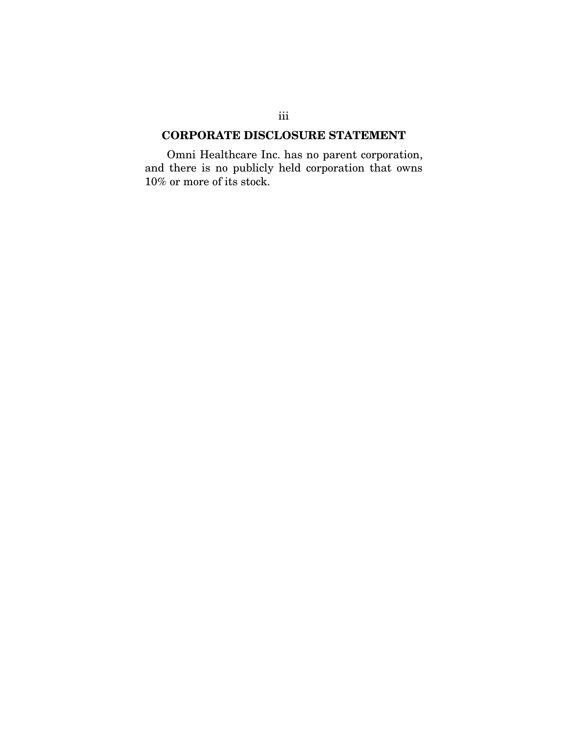## CORPORATE DISCLOSURE STATEMENT

Omni Healthcare Inc. has no parent corporation, and there is no publicly held corporation that owns 10% or more of its stock.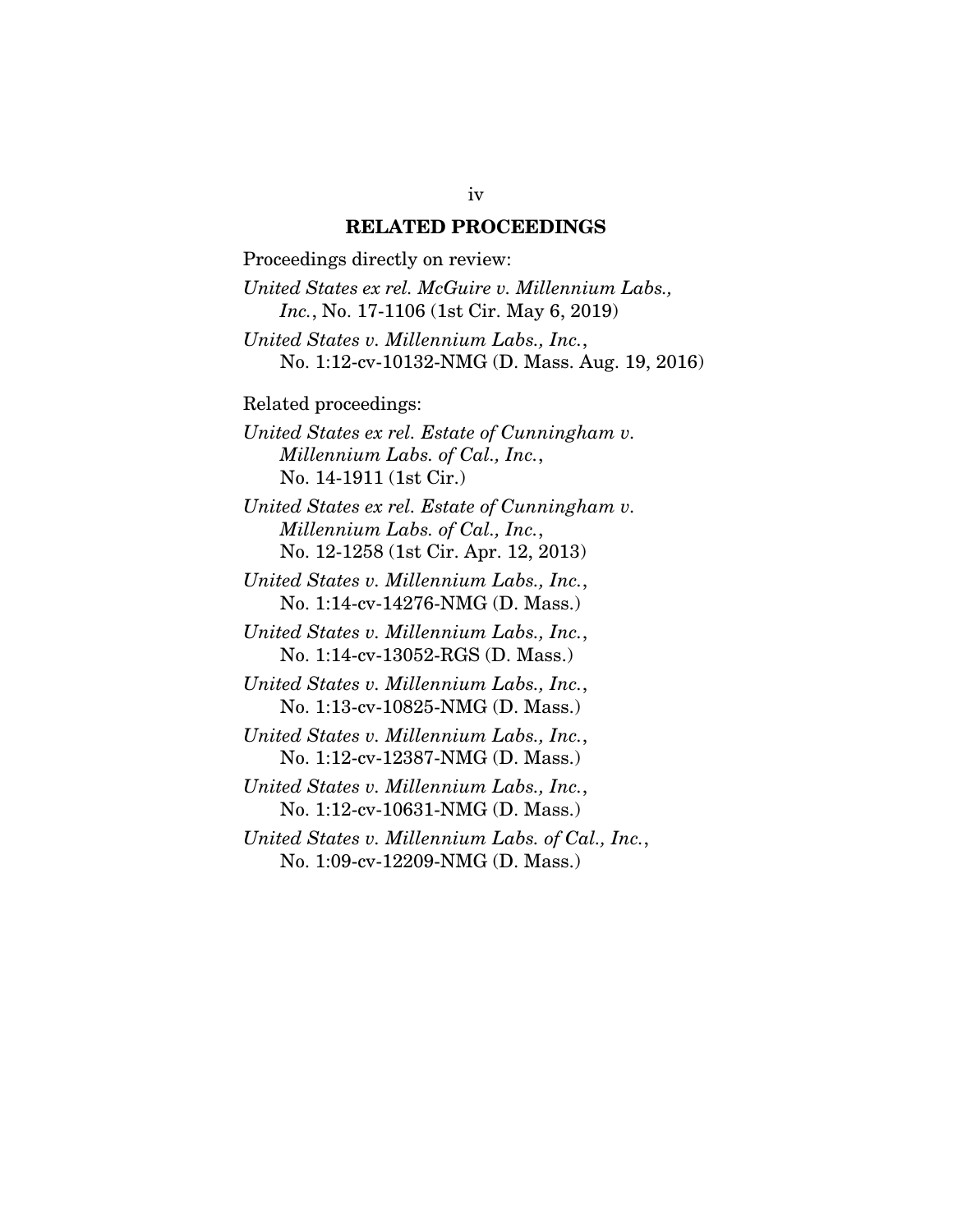## RELATED PROCEEDINGS

Proceedings directly on review:

*United States ex rel. McGuire v. Millennium Labs., Inc.*, No. 17-1106 (1st Cir. May 6, 2019)

*United States v. Millennium Labs., Inc.*, No. 1:12-cv-10132-NMG (D. Mass. Aug. 19, 2016)

Related proceedings:

*United States ex rel. Estate of Cunningham v. Millennium Labs. of Cal., Inc.*, No. 14-1911 (1st Cir.)

*United States ex rel. Estate of Cunningham v. Millennium Labs. of Cal., Inc.*, No. 12-1258 (1st Cir. Apr. 12, 2013)

*United States v. Millennium Labs., Inc.*, No. 1:14-cv-14276-NMG (D. Mass.)

*United States v. Millennium Labs., Inc.*, No. 1:14-cv-13052-RGS (D. Mass.)

*United States v. Millennium Labs., Inc.*, No. 1:13-cv-10825-NMG (D. Mass.)

*United States v. Millennium Labs., Inc.*, No. 1:12-cv-12387-NMG (D. Mass.)

*United States v. Millennium Labs., Inc.*, No. 1:12-cv-10631-NMG (D. Mass.)

*United States v. Millennium Labs. of Cal., Inc.*, No. 1:09-cv-12209-NMG (D. Mass.)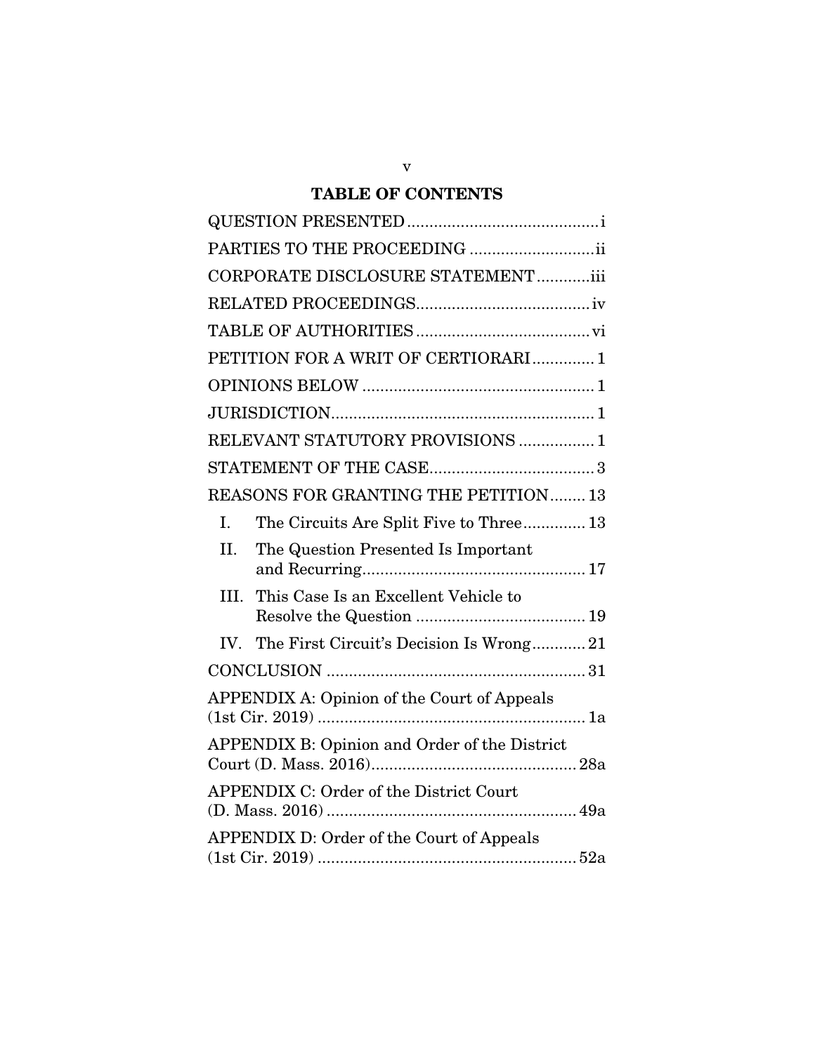## TABLE OF CONTENTS

QUESTION PRESENTED ........................................... i

PARTIES TO THE PROCEEDING ............................ ii

CORPORATE DISCLOSURE STATEMENT ............ iii

RELATED PROCEEDINGS....................................... iv

TABLE OF AUTHORITIES ...................................... vi

PETITION FOR A WRIT OF CERTIORARI ............. 1

OPINIONS BELOW .................................................... 1

JURISDICTION.......................................................... 1

RELEVANT STATUTORY PROVISIONS ................. 1

STATEMENT OF THE CASE..................................... 3

REASONS FOR GRANTING THE PETITION ........ 13

I. The Circuits Are Split Five to Three ............. 13

II. The Question Presented Is Important and Recurring .................................................. 17

III. This Case Is an Excellent Vehicle to Resolve the Question ...................................... 19

IV. The First Circuit's Decision Is Wrong............ 21

CONCLUSION .......................................................... 31

APPENDIX A: Opinion of the Court of Appeals (1st Cir. 2019) ............................................................ 1a

APPENDIX B: Opinion and Order of the District Court (D. Mass. 2016).............................................. 28a

APPENDIX C: Order of the District Court (D. Mass. 2016) ........................................................ 49a

APPENDIX D: Order of the Court of Appeals (1st Cir. 2019) .......................................................... 52a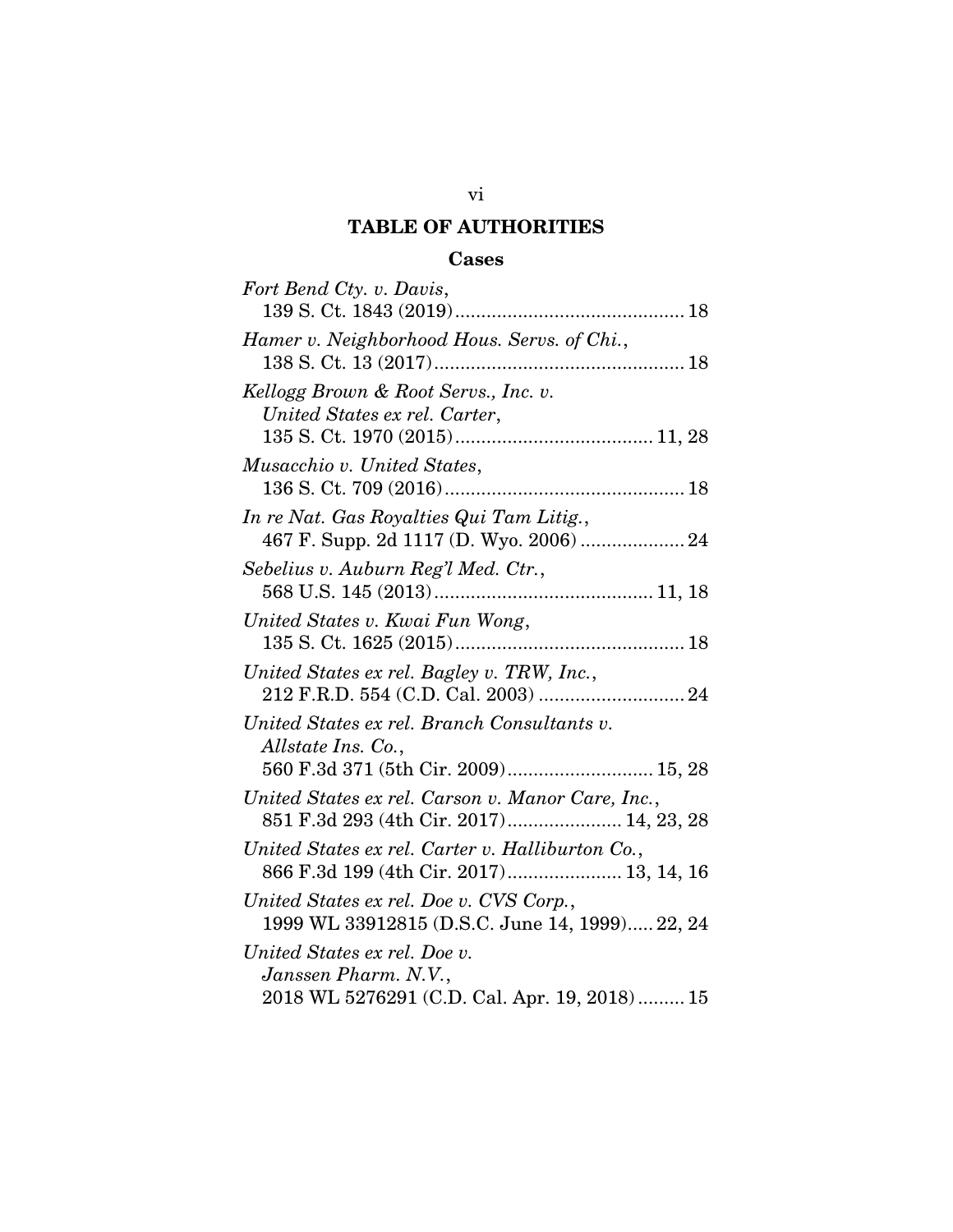## TABLE OF AUTHORITIES

### Cases

*Fort Bend Cty. v. Davis*,
139 S. Ct. 1843 (2019)........................................... 18

*Hamer v. Neighborhood Hous. Servs. of Chi.*,
138 S. Ct. 13 (2017)................................................ 18

*Kellogg Brown & Root Servs., Inc. v. United States ex rel. Carter*,
135 S. Ct. 1970 (2015)..................................... 11, 28

*Musacchio v. United States*,
136 S. Ct. 709 (2016).............................................. 18

*In re Nat. Gas Royalties Qui Tam Litig.*,
467 F. Supp. 2d 1117 (D. Wyo. 2006) .................... 24

*Sebelius v. Auburn Reg'l Med. Ctr.*,
568 U.S. 145 (2013)......................................... 11, 18

*United States v. Kwai Fun Wong*,
135 S. Ct. 1625 (2015)............................................ 18

*United States ex rel. Bagley v. TRW, Inc.*,
212 F.R.D. 554 (C.D. Cal. 2003) ............................ 24

*United States ex rel. Branch Consultants v. Allstate Ins. Co.*,
560 F.3d 371 (5th Cir. 2009)............................ 15, 28

*United States ex rel. Carson v. Manor Care, Inc.*,
851 F.3d 293 (4th Cir. 2017)...................... 14, 23, 28

*United States ex rel. Carter v. Halliburton Co.*,
866 F.3d 199 (4th Cir. 2017)...................... 13, 14, 16

*United States ex rel. Doe v. CVS Corp.*,
1999 WL 33912815 (D.S.C. June 14, 1999)..... 22, 24

*United States ex rel. Doe v. Janssen Pharm. N.V.*,
2018 WL 5276291 (C.D. Cal. Apr. 19, 2018)......... 15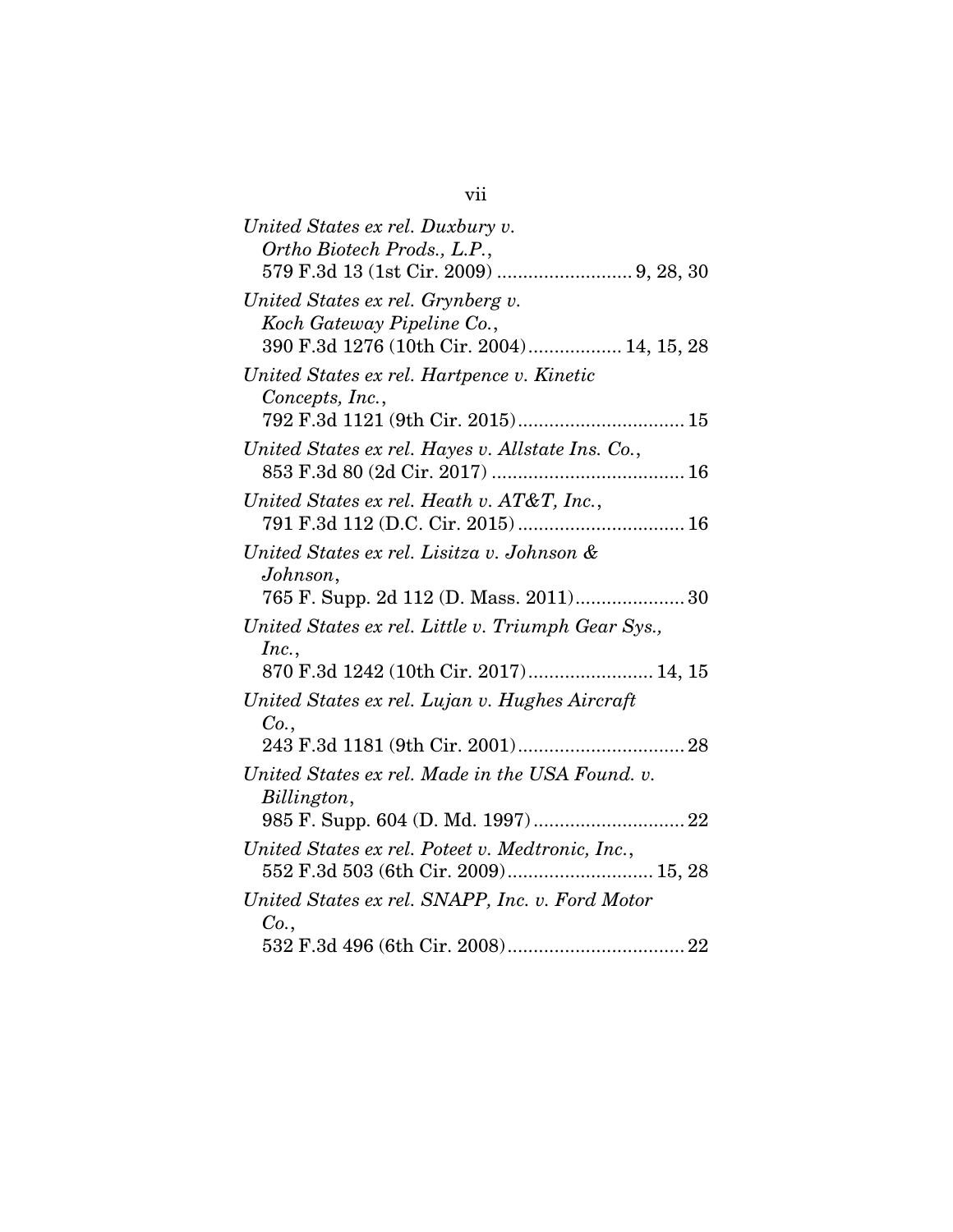*United States ex rel. Duxbury v. Ortho Biotech Prods., L.P.*,
579 F.3d 13 (1st Cir. 2009) .......................... 9, 28, 30

*United States ex rel. Grynberg v. Koch Gateway Pipeline Co.*,
390 F.3d 1276 (10th Cir. 2004).................. 14, 15, 28

*United States ex rel. Hartpence v. Kinetic Concepts, Inc.*,
792 F.3d 1121 (9th Cir. 2015)................................ 15

*United States ex rel. Hayes v. Allstate Ins. Co.*,
853 F.3d 80 (2d Cir. 2017) ..................................... 16

*United States ex rel. Heath v. AT&T, Inc.*,
791 F.3d 112 (D.C. Cir. 2015)................................ 16

*United States ex rel. Lisitza v. Johnson & Johnson*,
765 F. Supp. 2d 112 (D. Mass. 2011)..................... 30

*United States ex rel. Little v. Triumph Gear Sys., Inc.*,
870 F.3d 1242 (10th Cir. 2017)........................ 14, 15

*United States ex rel. Lujan v. Hughes Aircraft Co.*,
243 F.3d 1181 (9th Cir. 2001)................................ 28

*United States ex rel. Made in the USA Found. v. Billington*,
985 F. Supp. 604 (D. Md. 1997)............................. 22

*United States ex rel. Poteet v. Medtronic, Inc.*,
552 F.3d 503 (6th Cir. 2009)............................ 15, 28

*United States ex rel. SNAPP, Inc. v. Ford Motor Co.*,
532 F.3d 496 (6th Cir. 2008).................................. 22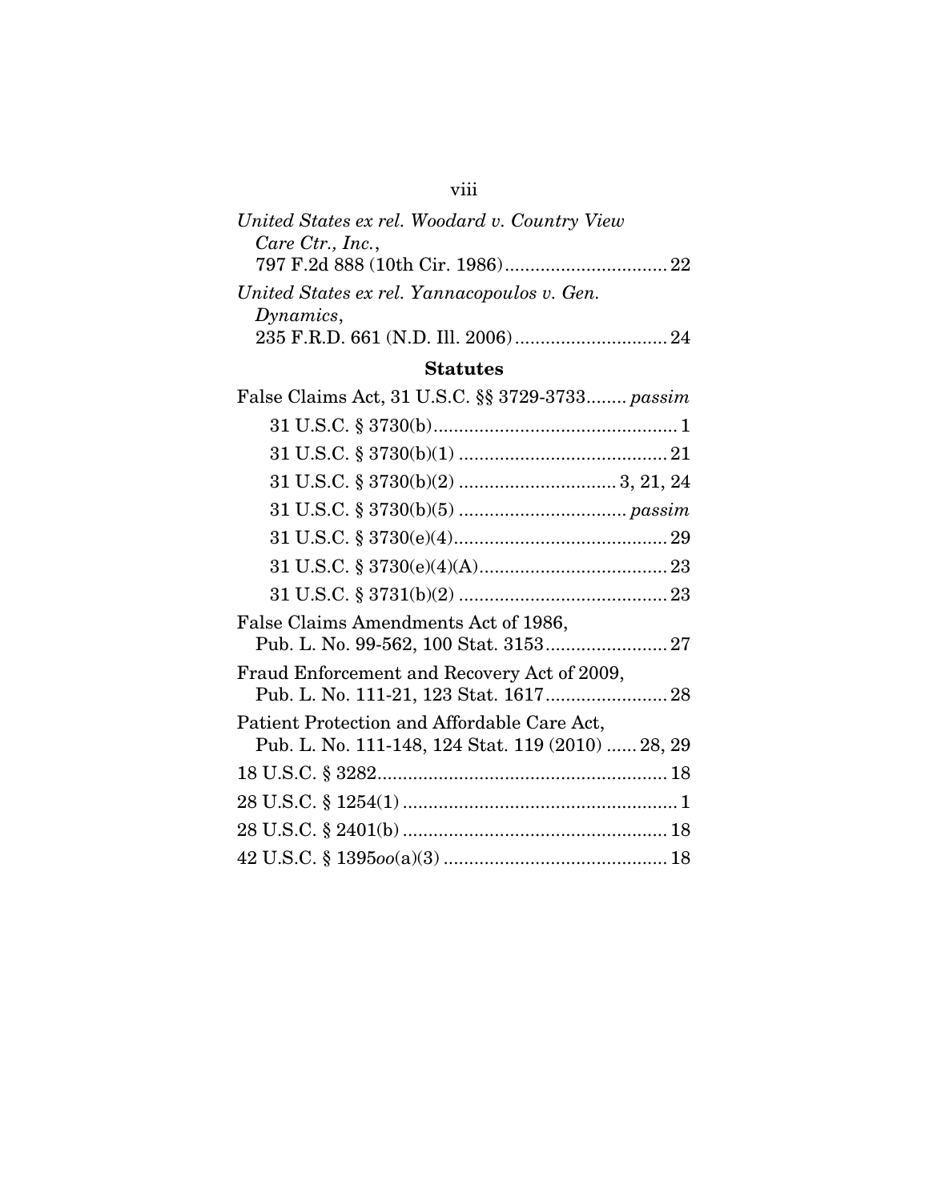*United States ex rel. Woodard v. Country View Care Ctr., Inc.*,
797 F.2d 888 (10th Cir. 1986)................................ 22

*United States ex rel. Yannacopoulos v. Gen. Dynamics*,
235 F.R.D. 661 (N.D. Ill. 2006).............................. 24

### Statutes

False Claims Act, 31 U.S.C. §§ 3729-3733........ *passim*

31 U.S.C. § 3730(b)................................................ 1

31 U.S.C. § 3730(b)(1) ......................................... 21

31 U.S.C. § 3730(b)(2) .............................. 3, 21, 24

31 U.S.C. § 3730(b)(5) ................................ *passim*

31 U.S.C. § 3730(e)(4).......................................... 29

31 U.S.C. § 3730(e)(4)(A)..................................... 23

31 U.S.C. § 3731(b)(2) ......................................... 23

False Claims Amendments Act of 1986,
Pub. L. No. 99-562, 100 Stat. 3153........................ 27

Fraud Enforcement and Recovery Act of 2009,
Pub. L. No. 111-21, 123 Stat. 1617........................ 28

Patient Protection and Affordable Care Act,
Pub. L. No. 111-148, 124 Stat. 119 (2010) ...... 28, 29

18 U.S.C. § 3282......................................................... 18

28 U.S.C. § 1254(1) ...................................................... 1

28 U.S.C. § 2401(b) .................................................... 18

42 U.S.C. § 1395*oo*(a)(3) ............................................ 18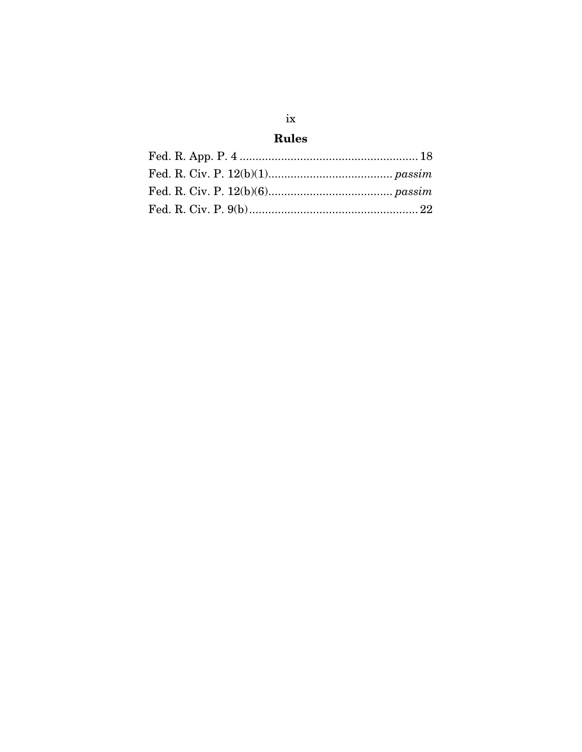## Rules

Fed. R. App. P. 4 ........................................................ 18

Fed. R. Civ. P. 12(b)(1)....................................... *passim*

Fed. R. Civ. P. 12(b)(6)....................................... *passim*

Fed. R. Civ. P. 9(b)...................................................... 22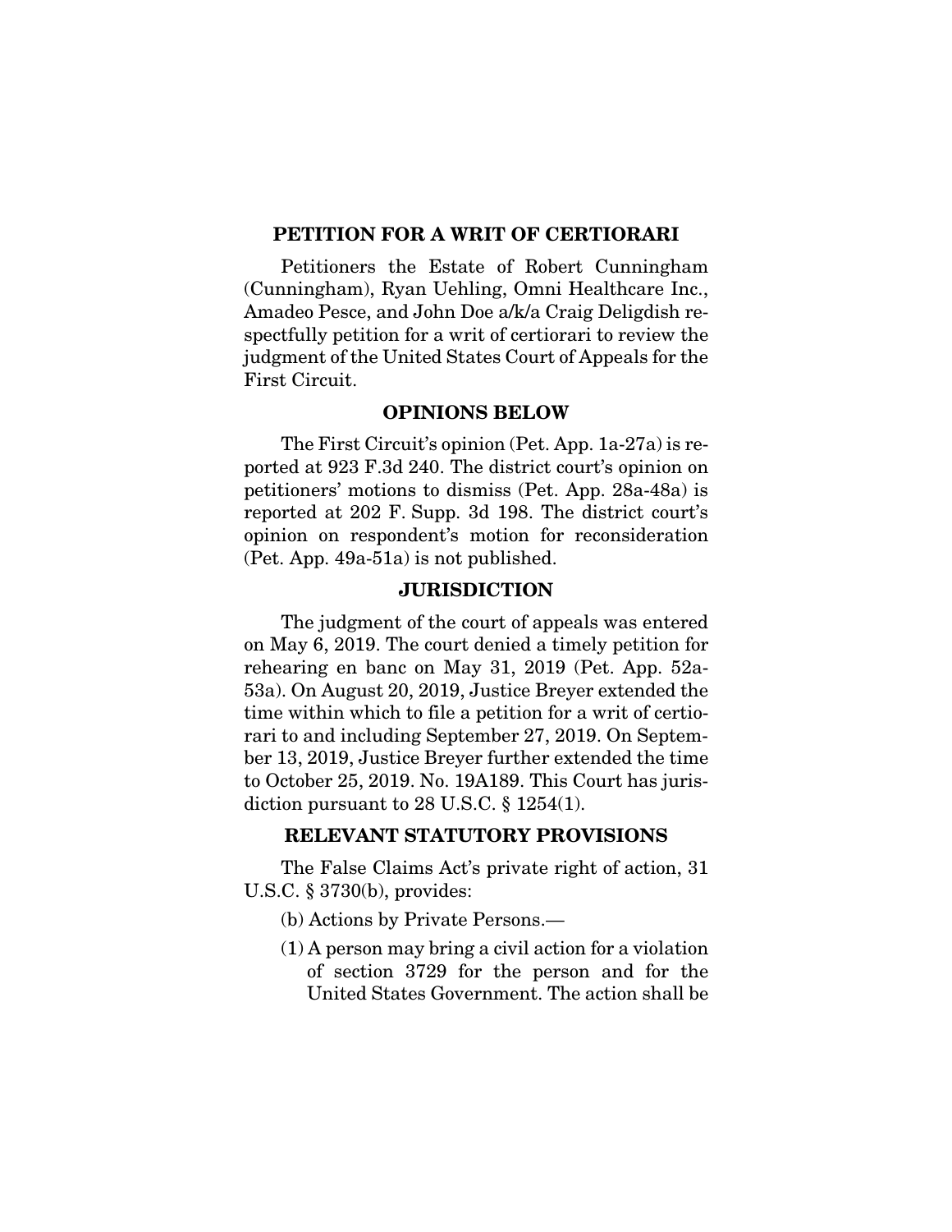## PETITION FOR A WRIT OF CERTIORARI

Petitioners the Estate of Robert Cunningham (Cunningham), Ryan Uehling, Omni Healthcare Inc., Amadeo Pesce, and John Doe a/k/a Craig Deligdish respectfully petition for a writ of certiorari to review the judgment of the United States Court of Appeals for the First Circuit.

## OPINIONS BELOW

The First Circuit's opinion (Pet. App. 1a-27a) is reported at 923 F.3d 240. The district court's opinion on petitioners' motions to dismiss (Pet. App. 28a-48a) is reported at 202 F. Supp. 3d 198. The district court's opinion on respondent's motion for reconsideration (Pet. App. 49a-51a) is not published.

## JURISDICTION

The judgment of the court of appeals was entered on May 6, 2019. The court denied a timely petition for rehearing en banc on May 31, 2019 (Pet. App. 52a-53a). On August 20, 2019, Justice Breyer extended the time within which to file a petition for a writ of certiorari to and including September 27, 2019. On September 13, 2019, Justice Breyer further extended the time to October 25, 2019. No. 19A189. This Court has jurisdiction pursuant to 28 U.S.C. § 1254(1).

## RELEVANT STATUTORY PROVISIONS

The False Claims Act's private right of action, 31 U.S.C. § 3730(b), provides:

(b) Actions by Private Persons.—

(1) A person may bring a civil action for a violation of section 3729 for the person and for the United States Government. The action shall be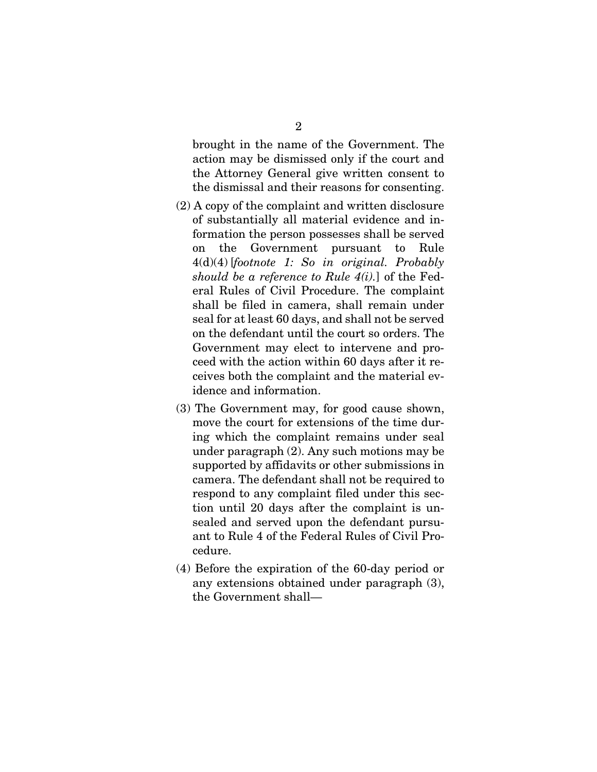brought in the name of the Government. The action may be dismissed only if the court and the Attorney General give written consent to the dismissal and their reasons for consenting.

(2) A copy of the complaint and written disclosure of substantially all material evidence and information the person possesses shall be served on the Government pursuant to Rule 4(d)(4) [*footnote 1: So in original. Probably should be a reference to Rule 4(i).*] of the Federal Rules of Civil Procedure. The complaint shall be filed in camera, shall remain under seal for at least 60 days, and shall not be served on the defendant until the court so orders. The Government may elect to intervene and proceed with the action within 60 days after it receives both the complaint and the material evidence and information.

(3) The Government may, for good cause shown, move the court for extensions of the time during which the complaint remains under seal under paragraph (2). Any such motions may be supported by affidavits or other submissions in camera. The defendant shall not be required to respond to any complaint filed under this section until 20 days after the complaint is unsealed and served upon the defendant pursuant to Rule 4 of the Federal Rules of Civil Procedure.

(4) Before the expiration of the 60-day period or any extensions obtained under paragraph (3), the Government shall—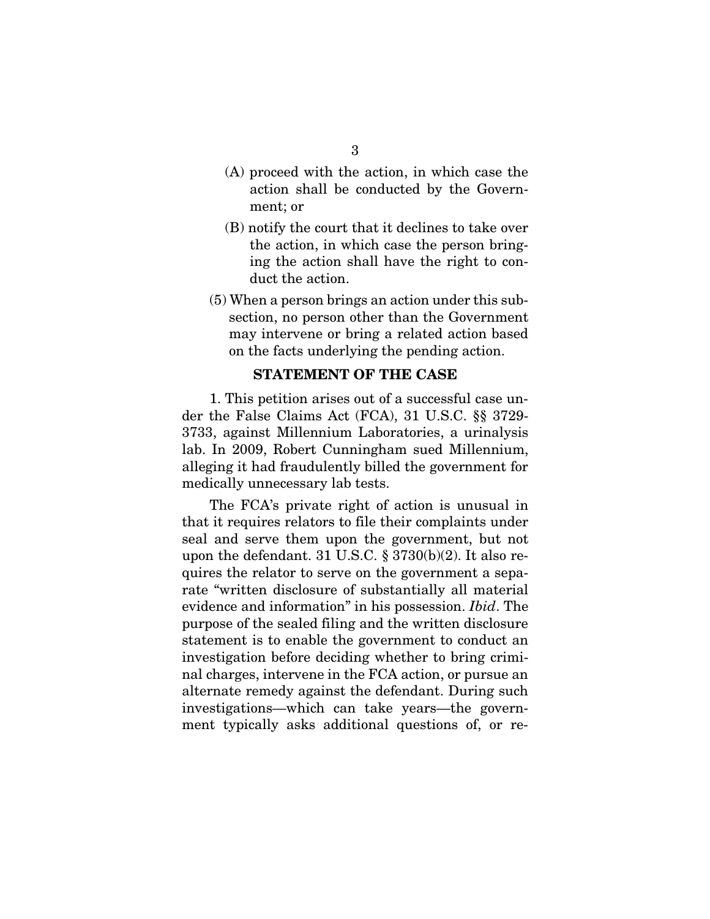(A) proceed with the action, in which case the action shall be conducted by the Government; or

(B) notify the court that it declines to take over the action, in which case the person bringing the action shall have the right to conduct the action.

(5) When a person brings an action under this subsection, no person other than the Government may intervene or bring a related action based on the facts underlying the pending action.

## STATEMENT OF THE CASE

1. This petition arises out of a successful case under the False Claims Act (FCA), 31 U.S.C. §§ 3729-3733, against Millennium Laboratories, a urinalysis lab. In 2009, Robert Cunningham sued Millennium, alleging it had fraudulently billed the government for medically unnecessary lab tests.

The FCA's private right of action is unusual in that it requires relators to file their complaints under seal and serve them upon the government, but not upon the defendant. 31 U.S.C. § 3730(b)(2). It also requires the relator to serve on the government a separate "written disclosure of substantially all material evidence and information" in his possession. *Ibid*. The purpose of the sealed filing and the written disclosure statement is to enable the government to conduct an investigation before deciding whether to bring criminal charges, intervene in the FCA action, or pursue an alternate remedy against the defendant. During such investigations—which can take years—the government typically asks additional questions of, or re-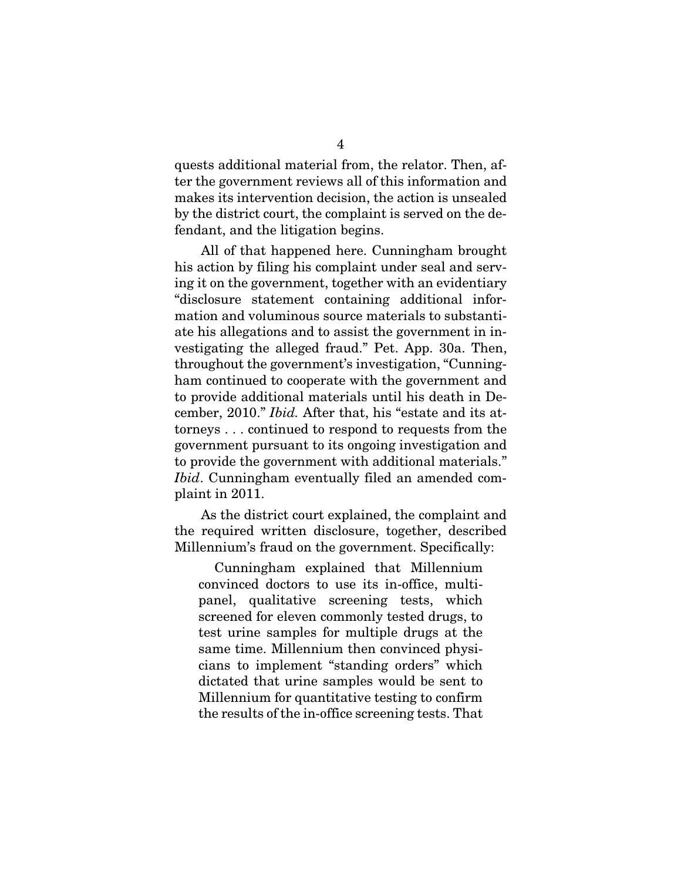quests additional material from, the relator. Then, after the government reviews all of this information and makes its intervention decision, the action is unsealed by the district court, the complaint is served on the defendant, and the litigation begins.

All of that happened here. Cunningham brought his action by filing his complaint under seal and serving it on the government, together with an evidentiary "disclosure statement containing additional information and voluminous source materials to substantiate his allegations and to assist the government in investigating the alleged fraud." Pet. App. 30a. Then, throughout the government's investigation, "Cunningham continued to cooperate with the government and to provide additional materials until his death in December, 2010." *Ibid.* After that, his "estate and its attorneys . . . continued to respond to requests from the government pursuant to its ongoing investigation and to provide the government with additional materials." *Ibid*. Cunningham eventually filed an amended complaint in 2011.

As the district court explained, the complaint and the required written disclosure, together, described Millennium's fraud on the government. Specifically:

> Cunningham explained that Millennium convinced doctors to use its in-office, multi-panel, qualitative screening tests, which screened for eleven commonly tested drugs, to test urine samples for multiple drugs at the same time. Millennium then convinced physicians to implement "standing orders" which dictated that urine samples would be sent to Millennium for quantitative testing to confirm the results of the in-office screening tests. That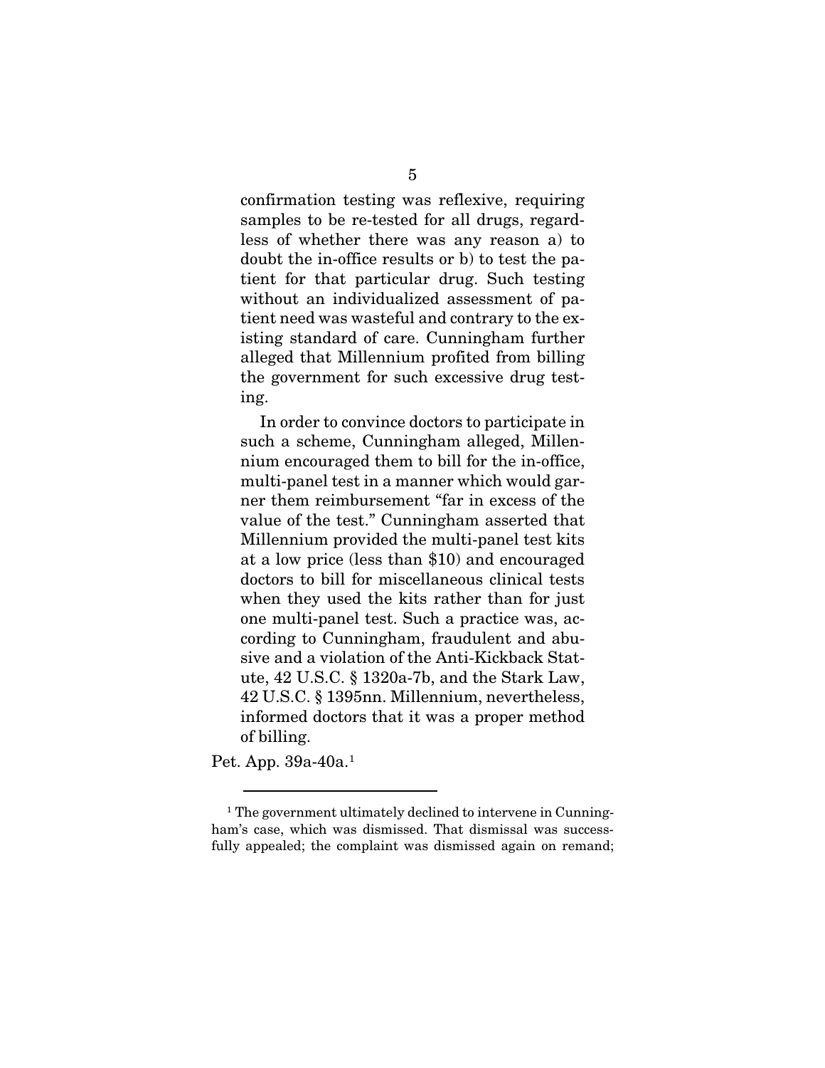> confirmation testing was reflexive, requiring samples to be re-tested for all drugs, regardless of whether there was any reason a) to doubt the in-office results or b) to test the patient for that particular drug. Such testing without an individualized assessment of patient need was wasteful and contrary to the existing standard of care. Cunningham further alleged that Millennium profited from billing the government for such excessive drug testing.
>
> In order to convince doctors to participate in such a scheme, Cunningham alleged, Millennium encouraged them to bill for the in-office, multi-panel test in a manner which would garner them reimbursement "far in excess of the value of the test." Cunningham asserted that Millennium provided the multi-panel test kits at a low price (less than $10) and encouraged doctors to bill for miscellaneous clinical tests when they used the kits rather than for just one multi-panel test. Such a practice was, according to Cunningham, fraudulent and abusive and a violation of the Anti-Kickback Statute, 42 U.S.C. § 1320a-7b, and the Stark Law, 42 U.S.C. § 1395nn. Millennium, nevertheless, informed doctors that it was a proper method of billing.

Pet. App. 39a-40a.[1]

---

[1] The government ultimately declined to intervene in Cunningham's case, which was dismissed. That dismissal was successfully appealed; the complaint was dismissed again on remand;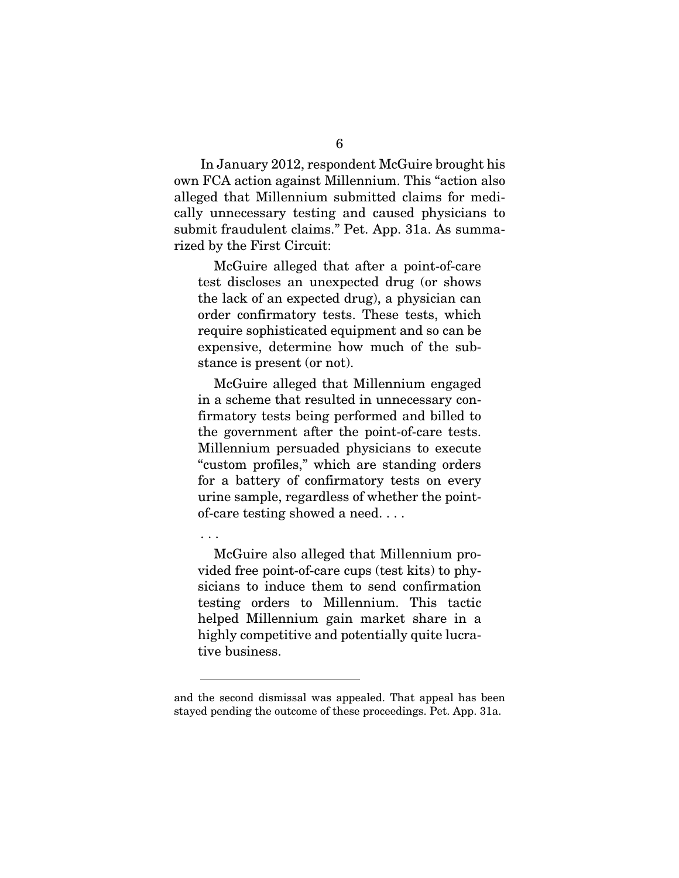In January 2012, respondent McGuire brought his own FCA action against Millennium. This "action also alleged that Millennium submitted claims for medically unnecessary testing and caused physicians to submit fraudulent claims." Pet. App. 31a. As summarized by the First Circuit:

> McGuire alleged that after a point-of-care test discloses an unexpected drug (or shows the lack of an expected drug), a physician can order confirmatory tests. These tests, which require sophisticated equipment and so can be expensive, determine how much of the substance is present (or not).
>
> McGuire alleged that Millennium engaged in a scheme that resulted in unnecessary confirmatory tests being performed and billed to the government after the point-of-care tests. Millennium persuaded physicians to execute "custom profiles," which are standing orders for a battery of confirmatory tests on every urine sample, regardless of whether the point-of-care testing showed a need. . . .
>
> . . .
>
> McGuire also alleged that Millennium provided free point-of-care cups (test kits) to physicians to induce them to send confirmation testing orders to Millennium. This tactic helped Millennium gain market share in a highly competitive and potentially quite lucrative business.

---

and the second dismissal was appealed. That appeal has been stayed pending the outcome of these proceedings. Pet. App. 31a.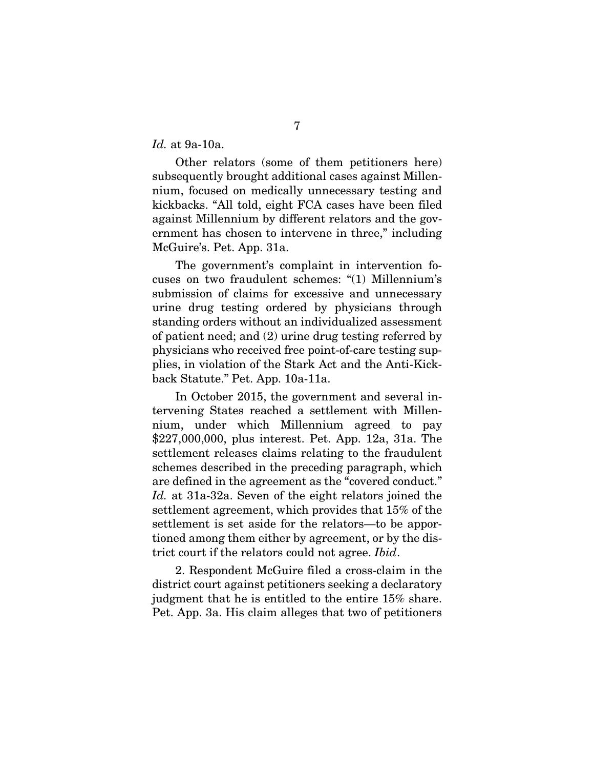*Id.* at 9a-10a.

Other relators (some of them petitioners here) subsequently brought additional cases against Millennium, focused on medically unnecessary testing and kickbacks. "All told, eight FCA cases have been filed against Millennium by different relators and the government has chosen to intervene in three," including McGuire's. Pet. App. 31a.

The government's complaint in intervention focuses on two fraudulent schemes: "(1) Millennium's submission of claims for excessive and unnecessary urine drug testing ordered by physicians through standing orders without an individualized assessment of patient need; and (2) urine drug testing referred by physicians who received free point-of-care testing supplies, in violation of the Stark Act and the Anti-Kickback Statute." Pet. App. 10a-11a.

In October 2015, the government and several intervening States reached a settlement with Millennium, under which Millennium agreed to pay $227,000,000, plus interest. Pet. App. 12a, 31a. The settlement releases claims relating to the fraudulent schemes described in the preceding paragraph, which are defined in the agreement as the "covered conduct." *Id.* at 31a-32a. Seven of the eight relators joined the settlement agreement, which provides that 15% of the settlement is set aside for the relators—to be apportioned among them either by agreement, or by the district court if the relators could not agree. *Ibid*.

2. Respondent McGuire filed a cross-claim in the district court against petitioners seeking a declaratory judgment that he is entitled to the entire 15% share. Pet. App. 3a. His claim alleges that two of petitioners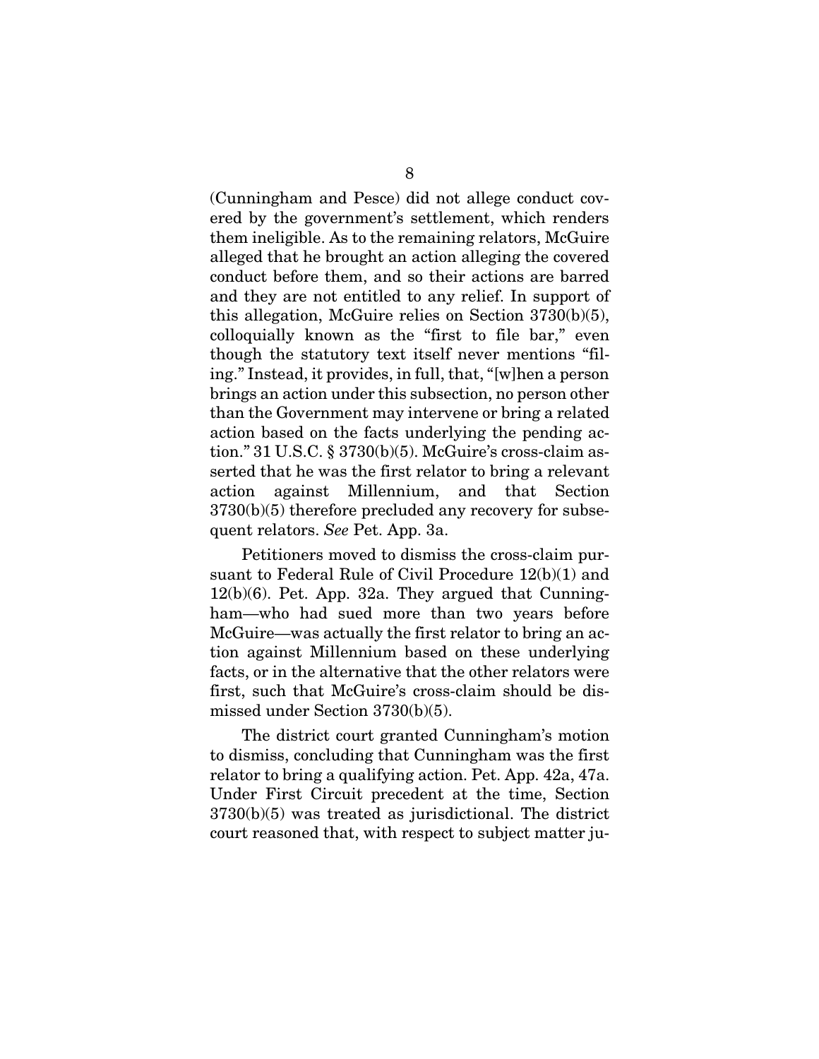(Cunningham and Pesce) did not allege conduct covered by the government's settlement, which renders them ineligible. As to the remaining relators, McGuire alleged that he brought an action alleging the covered conduct before them, and so their actions are barred and they are not entitled to any relief. In support of this allegation, McGuire relies on Section 3730(b)(5), colloquially known as the "first to file bar," even though the statutory text itself never mentions "filing." Instead, it provides, in full, that, "[w]hen a person brings an action under this subsection, no person other than the Government may intervene or bring a related action based on the facts underlying the pending action." 31 U.S.C. § 3730(b)(5). McGuire's cross-claim asserted that he was the first relator to bring a relevant action against Millennium, and that Section 3730(b)(5) therefore precluded any recovery for subsequent relators. *See* Pet. App. 3a.

Petitioners moved to dismiss the cross-claim pursuant to Federal Rule of Civil Procedure 12(b)(1) and 12(b)(6). Pet. App. 32a. They argued that Cunningham—who had sued more than two years before McGuire—was actually the first relator to bring an action against Millennium based on these underlying facts, or in the alternative that the other relators were first, such that McGuire's cross-claim should be dismissed under Section 3730(b)(5).

The district court granted Cunningham's motion to dismiss, concluding that Cunningham was the first relator to bring a qualifying action. Pet. App. 42a, 47a. Under First Circuit precedent at the time, Section 3730(b)(5) was treated as jurisdictional. The district court reasoned that, with respect to subject matter ju-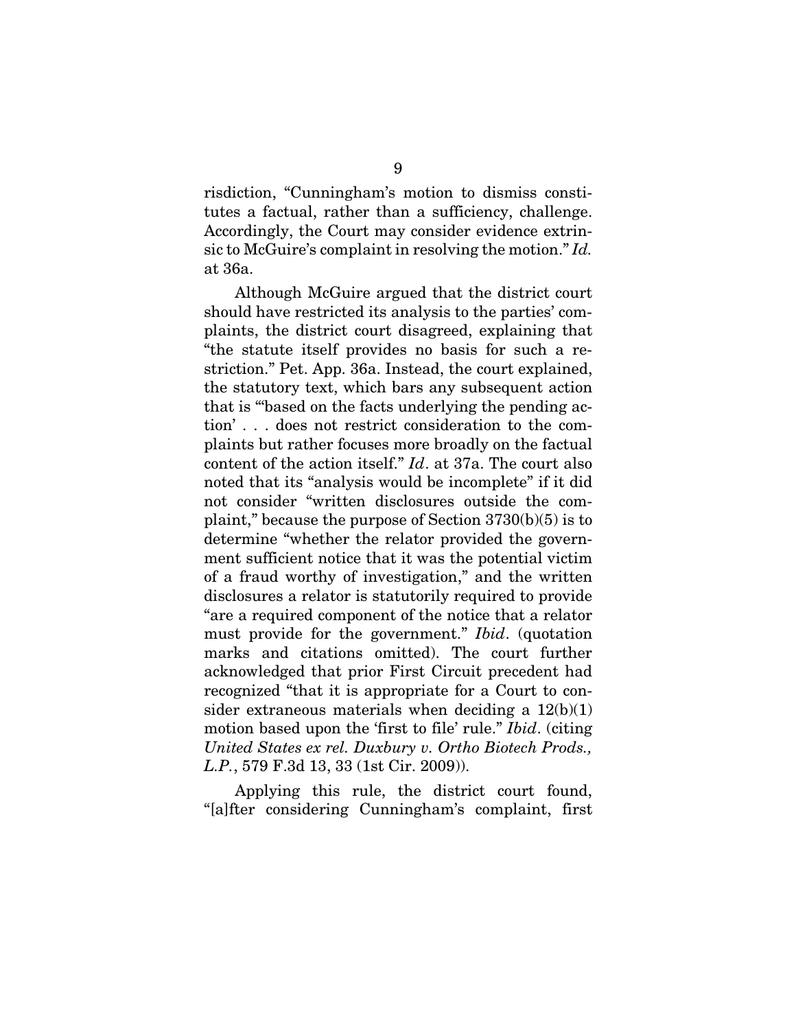risdiction, "Cunningham's motion to dismiss constitutes a factual, rather than a sufficiency, challenge. Accordingly, the Court may consider evidence extrinsic to McGuire's complaint in resolving the motion." *Id.* at 36a.

Although McGuire argued that the district court should have restricted its analysis to the parties' complaints, the district court disagreed, explaining that "the statute itself provides no basis for such a restriction." Pet. App. 36a. Instead, the court explained, the statutory text, which bars any subsequent action that is "'based on the facts underlying the pending action' . . . does not restrict consideration to the complaints but rather focuses more broadly on the factual content of the action itself." *Id*. at 37a. The court also noted that its "analysis would be incomplete" if it did not consider "written disclosures outside the complaint," because the purpose of Section 3730(b)(5) is to determine "whether the relator provided the government sufficient notice that it was the potential victim of a fraud worthy of investigation," and the written disclosures a relator is statutorily required to provide "are a required component of the notice that a relator must provide for the government." *Ibid*. (quotation marks and citations omitted). The court further acknowledged that prior First Circuit precedent had recognized "that it is appropriate for a Court to consider extraneous materials when deciding a 12(b)(1) motion based upon the 'first to file' rule." *Ibid*. (citing *United States ex rel. Duxbury v. Ortho Biotech Prods., L.P.*, 579 F.3d 13, 33 (1st Cir. 2009)).

Applying this rule, the district court found, "[a]fter considering Cunningham's complaint, first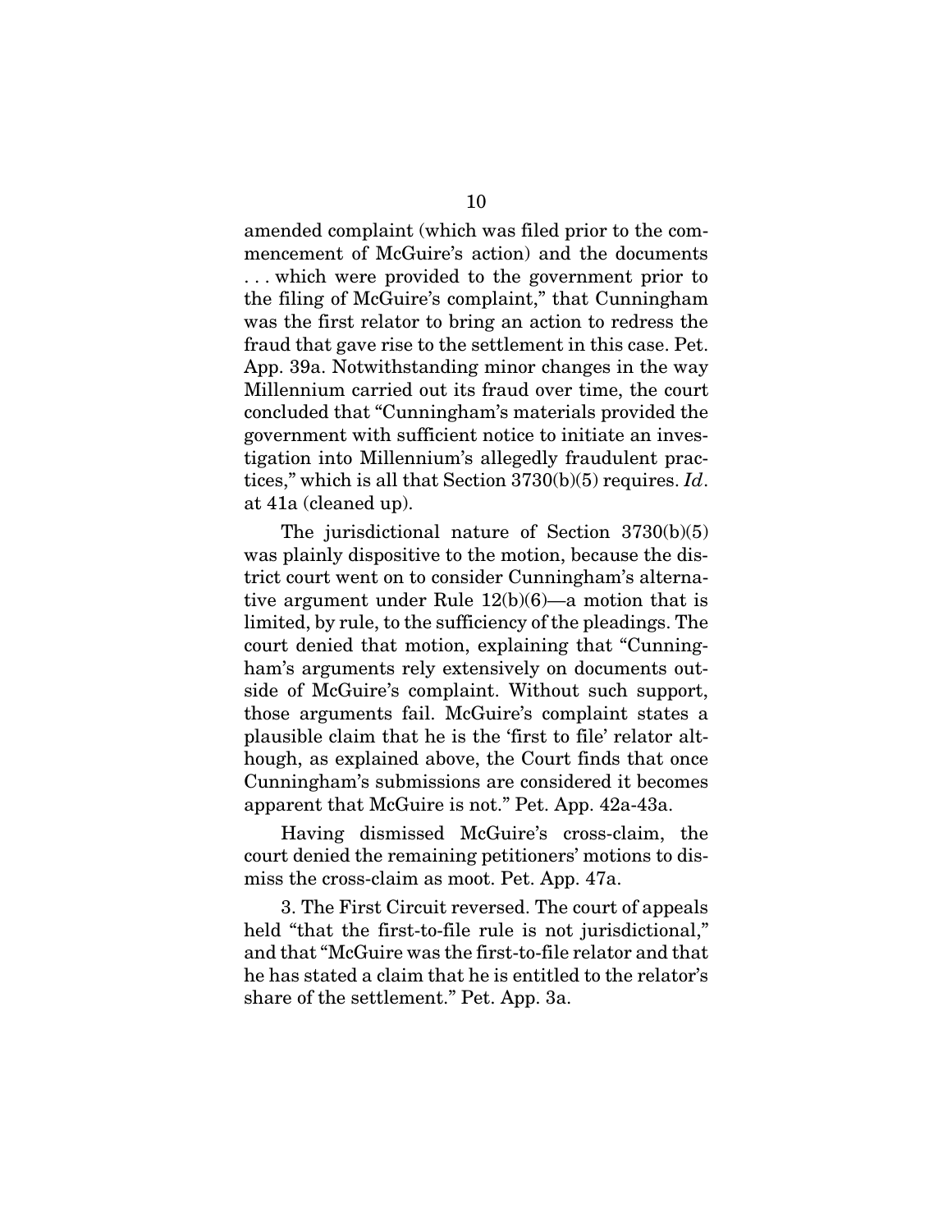amended complaint (which was filed prior to the commencement of McGuire's action) and the documents . . . which were provided to the government prior to the filing of McGuire's complaint," that Cunningham was the first relator to bring an action to redress the fraud that gave rise to the settlement in this case. Pet. App. 39a. Notwithstanding minor changes in the way Millennium carried out its fraud over time, the court concluded that "Cunningham's materials provided the government with sufficient notice to initiate an investigation into Millennium's allegedly fraudulent practices," which is all that Section 3730(b)(5) requires. *Id*. at 41a (cleaned up).

The jurisdictional nature of Section 3730(b)(5) was plainly dispositive to the motion, because the district court went on to consider Cunningham's alternative argument under Rule 12(b)(6)—a motion that is limited, by rule, to the sufficiency of the pleadings. The court denied that motion, explaining that "Cunningham's arguments rely extensively on documents outside of McGuire's complaint. Without such support, those arguments fail. McGuire's complaint states a plausible claim that he is the 'first to file' relator although, as explained above, the Court finds that once Cunningham's submissions are considered it becomes apparent that McGuire is not." Pet. App. 42a-43a.

Having dismissed McGuire's cross-claim, the court denied the remaining petitioners' motions to dismiss the cross-claim as moot. Pet. App. 47a.

3. The First Circuit reversed. The court of appeals held "that the first-to-file rule is not jurisdictional," and that "McGuire was the first-to-file relator and that he has stated a claim that he is entitled to the relator's share of the settlement." Pet. App. 3a.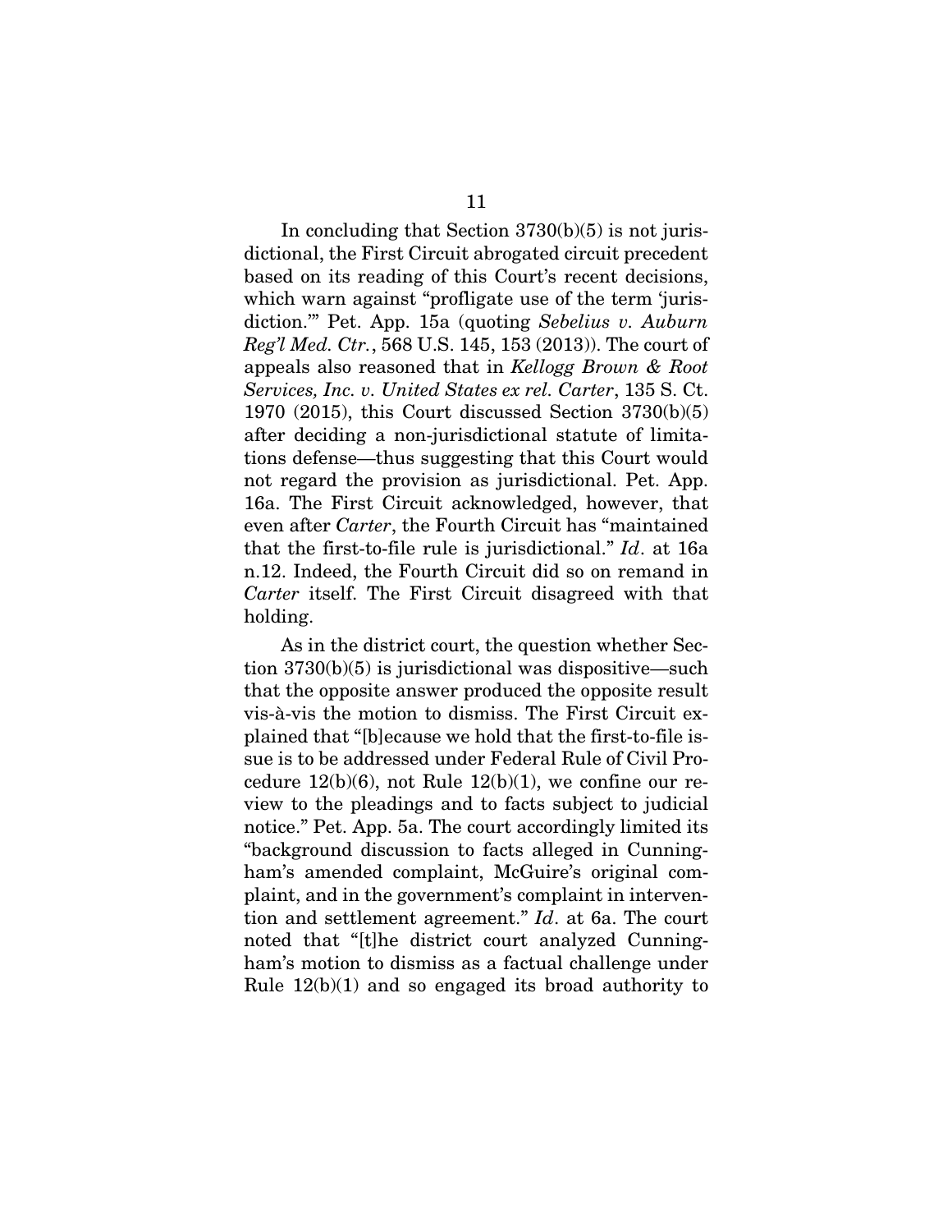In concluding that Section 3730(b)(5) is not jurisdictional, the First Circuit abrogated circuit precedent based on its reading of this Court's recent decisions, which warn against "profligate use of the term 'jurisdiction.'" Pet. App. 15a (quoting *Sebelius v. Auburn Reg'l Med. Ctr.*, 568 U.S. 145, 153 (2013)). The court of appeals also reasoned that in *Kellogg Brown & Root Services, Inc. v. United States ex rel. Carter*, 135 S. Ct. 1970 (2015), this Court discussed Section 3730(b)(5) after deciding a non-jurisdictional statute of limitations defense—thus suggesting that this Court would not regard the provision as jurisdictional. Pet. App. 16a. The First Circuit acknowledged, however, that even after *Carter*, the Fourth Circuit has "maintained that the first-to-file rule is jurisdictional." *Id*. at 16a n.12. Indeed, the Fourth Circuit did so on remand in *Carter* itself. The First Circuit disagreed with that holding.

As in the district court, the question whether Section 3730(b)(5) is jurisdictional was dispositive—such that the opposite answer produced the opposite result vis-à-vis the motion to dismiss. The First Circuit explained that "[b]ecause we hold that the first-to-file issue is to be addressed under Federal Rule of Civil Procedure 12(b)(6), not Rule 12(b)(1), we confine our review to the pleadings and to facts subject to judicial notice." Pet. App. 5a. The court accordingly limited its "background discussion to facts alleged in Cunningham's amended complaint, McGuire's original complaint, and in the government's complaint in intervention and settlement agreement." *Id*. at 6a. The court noted that "[t]he district court analyzed Cunningham's motion to dismiss as a factual challenge under Rule 12(b)(1) and so engaged its broad authority to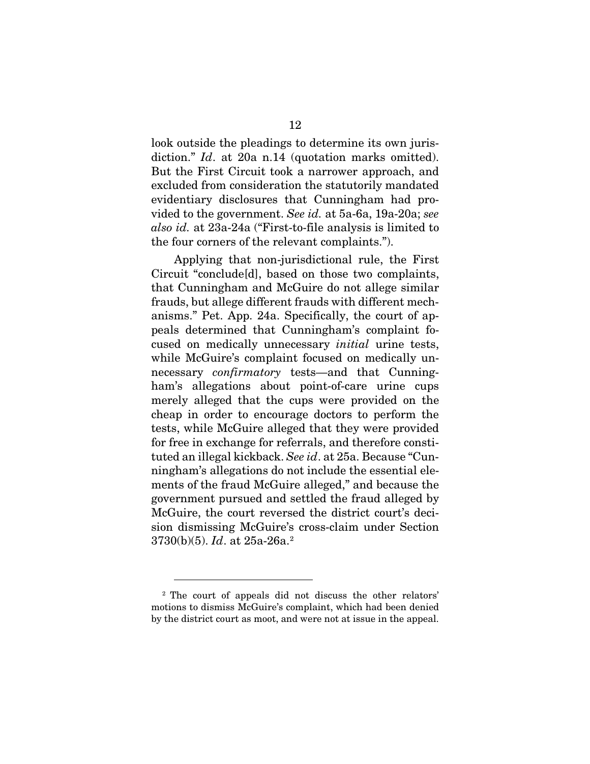look outside the pleadings to determine its own jurisdiction." *Id*. at 20a n.14 (quotation marks omitted). But the First Circuit took a narrower approach, and excluded from consideration the statutorily mandated evidentiary disclosures that Cunningham had provided to the government. *See id.* at 5a-6a, 19a-20a; *see also id.* at 23a-24a ("First-to-file analysis is limited to the four corners of the relevant complaints.").

Applying that non-jurisdictional rule, the First Circuit "conclude[d], based on those two complaints, that Cunningham and McGuire do not allege similar frauds, but allege different frauds with different mechanisms." Pet. App. 24a. Specifically, the court of appeals determined that Cunningham's complaint focused on medically unnecessary *initial* urine tests, while McGuire's complaint focused on medically unnecessary *confirmatory* tests—and that Cunningham's allegations about point-of-care urine cups merely alleged that the cups were provided on the cheap in order to encourage doctors to perform the tests, while McGuire alleged that they were provided for free in exchange for referrals, and therefore constituted an illegal kickback. *See id*. at 25a. Because "Cunningham's allegations do not include the essential elements of the fraud McGuire alleged," and because the government pursued and settled the fraud alleged by McGuire, the court reversed the district court's decision dismissing McGuire's cross-claim under Section 3730(b)(5). *Id*. at 25a-26a.[2]

---

[2] The court of appeals did not discuss the other relators' motions to dismiss McGuire's complaint, which had been denied by the district court as moot, and were not at issue in the appeal.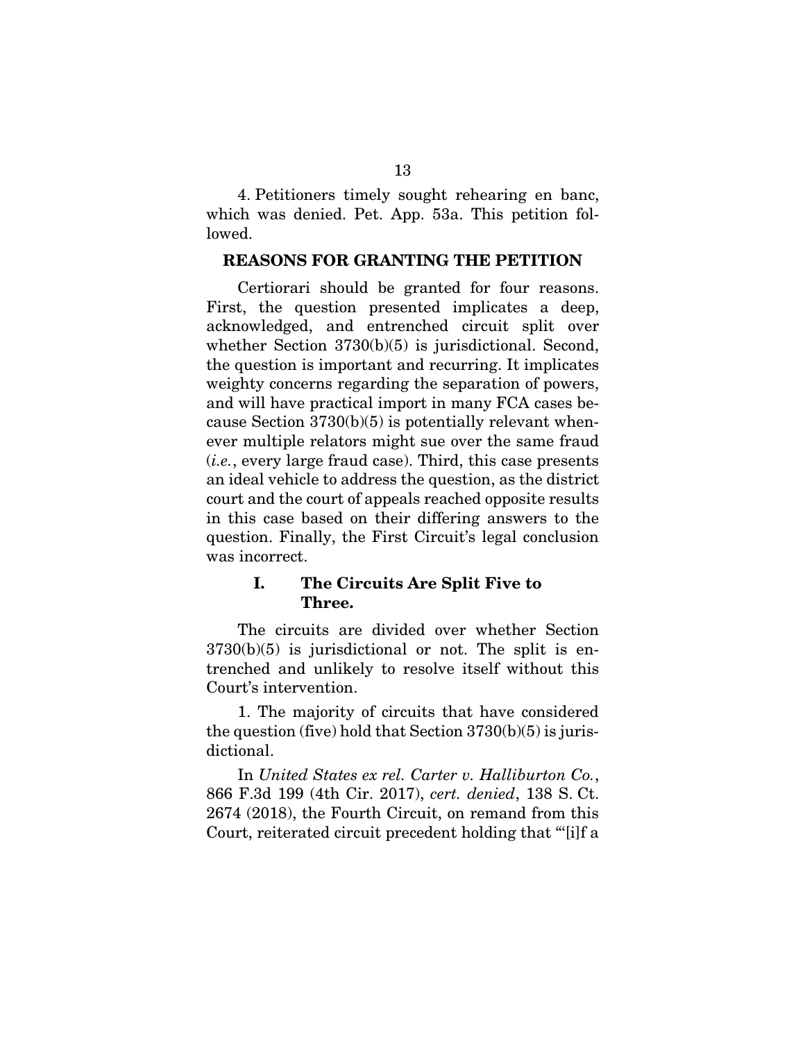4. Petitioners timely sought rehearing en banc, which was denied. Pet. App. 53a. This petition followed.

## REASONS FOR GRANTING THE PETITION

Certiorari should be granted for four reasons. First, the question presented implicates a deep, acknowledged, and entrenched circuit split over whether Section 3730(b)(5) is jurisdictional. Second, the question is important and recurring. It implicates weighty concerns regarding the separation of powers, and will have practical import in many FCA cases because Section 3730(b)(5) is potentially relevant whenever multiple relators might sue over the same fraud (*i.e.*, every large fraud case). Third, this case presents an ideal vehicle to address the question, as the district court and the court of appeals reached opposite results in this case based on their differing answers to the question. Finally, the First Circuit's legal conclusion was incorrect.

### I. The Circuits Are Split Five to Three.

The circuits are divided over whether Section 3730(b)(5) is jurisdictional or not. The split is entrenched and unlikely to resolve itself without this Court's intervention.

1. The majority of circuits that have considered the question (five) hold that Section 3730(b)(5) is jurisdictional.

In *United States ex rel. Carter v. Halliburton Co.*, 866 F.3d 199 (4th Cir. 2017), *cert. denied*, 138 S. Ct. 2674 (2018), the Fourth Circuit, on remand from this Court, reiterated circuit precedent holding that "'[i]f a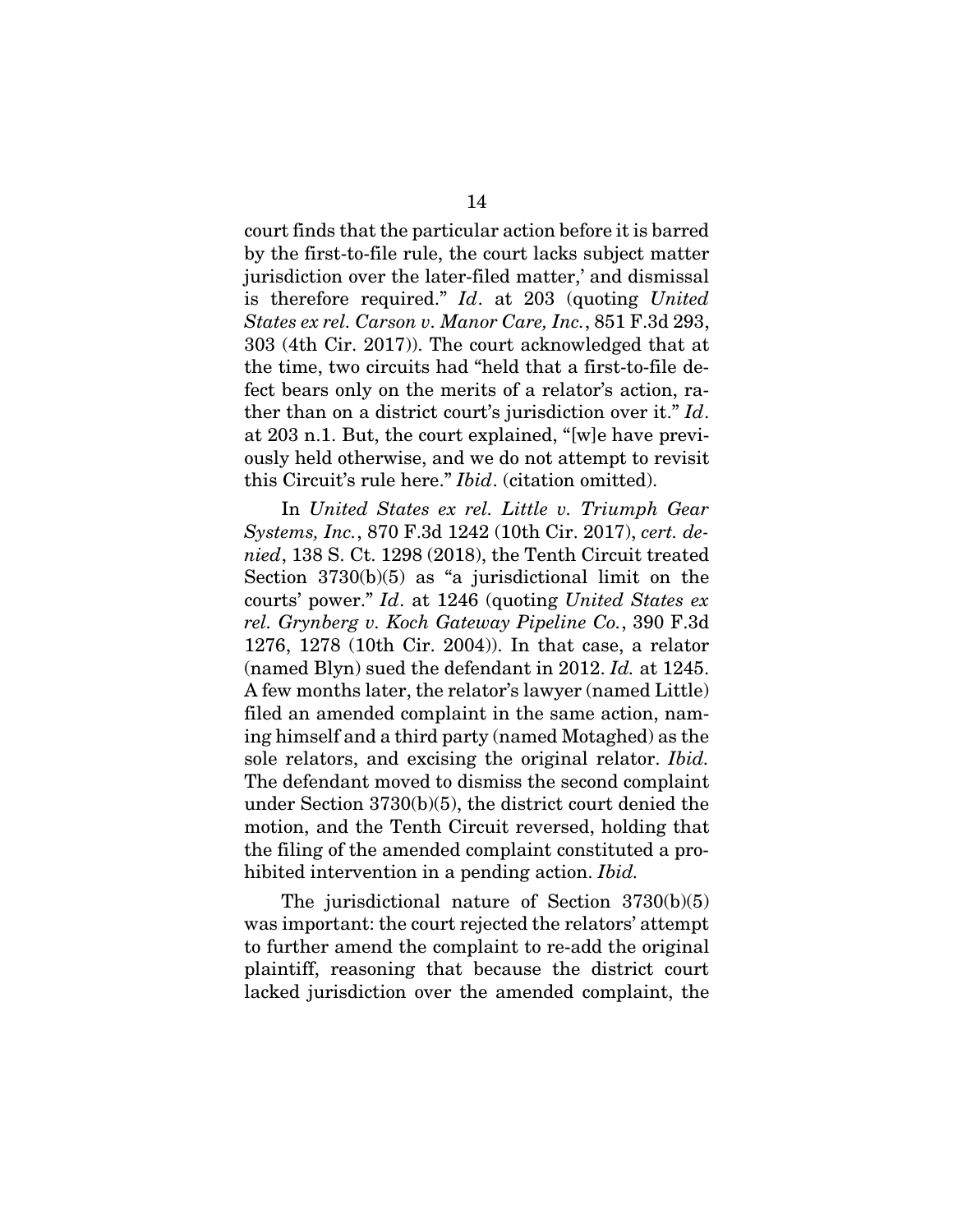court finds that the particular action before it is barred by the first-to-file rule, the court lacks subject matter jurisdiction over the later-filed matter,' and dismissal is therefore required." *Id*. at 203 (quoting *United States ex rel. Carson v. Manor Care, Inc.*, 851 F.3d 293, 303 (4th Cir. 2017)). The court acknowledged that at the time, two circuits had "held that a first-to-file defect bears only on the merits of a relator's action, rather than on a district court's jurisdiction over it." *Id*. at 203 n.1. But, the court explained, "[w]e have previously held otherwise, and we do not attempt to revisit this Circuit's rule here." *Ibid*. (citation omitted).

In *United States ex rel. Little v. Triumph Gear Systems, Inc.*, 870 F.3d 1242 (10th Cir. 2017), *cert. denied*, 138 S. Ct. 1298 (2018), the Tenth Circuit treated Section 3730(b)(5) as "a jurisdictional limit on the courts' power." *Id*. at 1246 (quoting *United States ex rel. Grynberg v. Koch Gateway Pipeline Co.*, 390 F.3d 1276, 1278 (10th Cir. 2004)). In that case, a relator (named Blyn) sued the defendant in 2012. *Id.* at 1245. A few months later, the relator's lawyer (named Little) filed an amended complaint in the same action, naming himself and a third party (named Motaghed) as the sole relators, and excising the original relator. *Ibid.* The defendant moved to dismiss the second complaint under Section 3730(b)(5), the district court denied the motion, and the Tenth Circuit reversed, holding that the filing of the amended complaint constituted a prohibited intervention in a pending action. *Ibid.*

The jurisdictional nature of Section 3730(b)(5) was important: the court rejected the relators' attempt to further amend the complaint to re-add the original plaintiff, reasoning that because the district court lacked jurisdiction over the amended complaint, the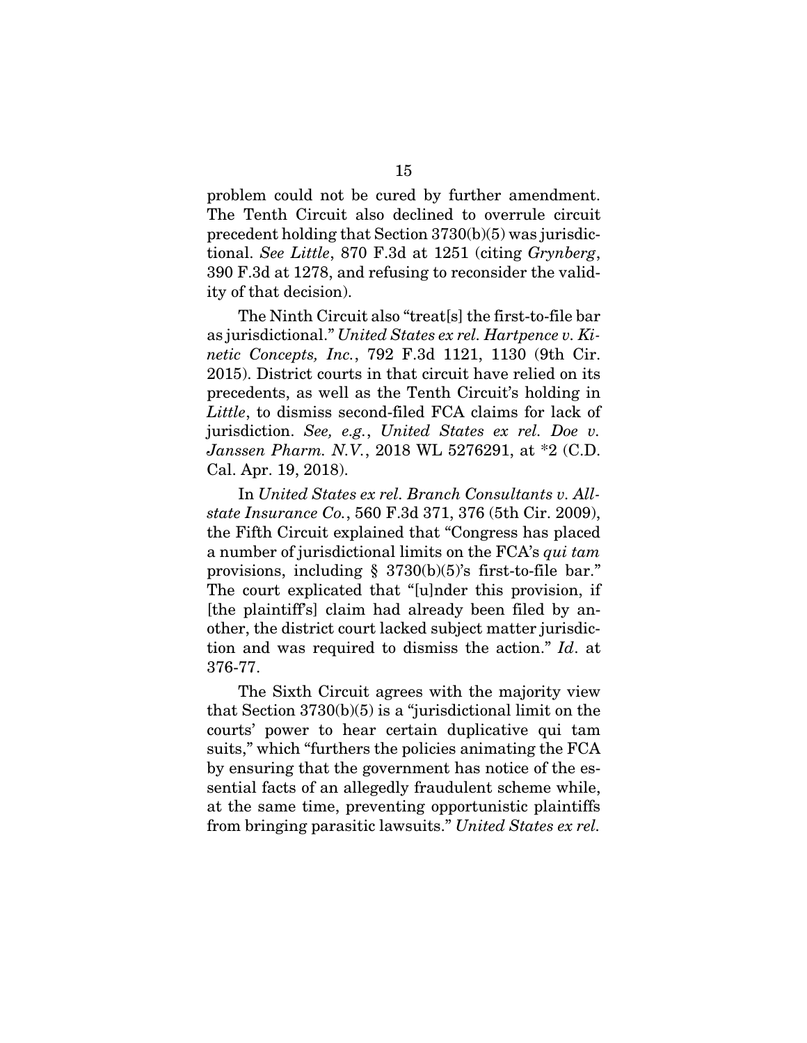problem could not be cured by further amendment. The Tenth Circuit also declined to overrule circuit precedent holding that Section 3730(b)(5) was jurisdictional. *See Little*, 870 F.3d at 1251 (citing *Grynberg*, 390 F.3d at 1278, and refusing to reconsider the validity of that decision).

The Ninth Circuit also "treat[s] the first-to-file bar as jurisdictional." *United States ex rel. Hartpence v. Kinetic Concepts, Inc.*, 792 F.3d 1121, 1130 (9th Cir. 2015). District courts in that circuit have relied on its precedents, as well as the Tenth Circuit's holding in *Little*, to dismiss second-filed FCA claims for lack of jurisdiction. *See, e.g.*, *United States ex rel. Doe v. Janssen Pharm. N.V.*, 2018 WL 5276291, at *2 (C.D. Cal. Apr. 19, 2018).

In *United States ex rel. Branch Consultants v. Allstate Insurance Co.*, 560 F.3d 371, 376 (5th Cir. 2009), the Fifth Circuit explained that "Congress has placed a number of jurisdictional limits on the FCA's *qui tam* provisions, including § 3730(b)(5)'s first-to-file bar." The court explicated that "[u]nder this provision, if [the plaintiff's] claim had already been filed by another, the district court lacked subject matter jurisdiction and was required to dismiss the action." *Id*. at 376-77.

The Sixth Circuit agrees with the majority view that Section 3730(b)(5) is a "jurisdictional limit on the courts' power to hear certain duplicative qui tam suits," which "furthers the policies animating the FCA by ensuring that the government has notice of the essential facts of an allegedly fraudulent scheme while, at the same time, preventing opportunistic plaintiffs from bringing parasitic lawsuits." *United States ex rel.*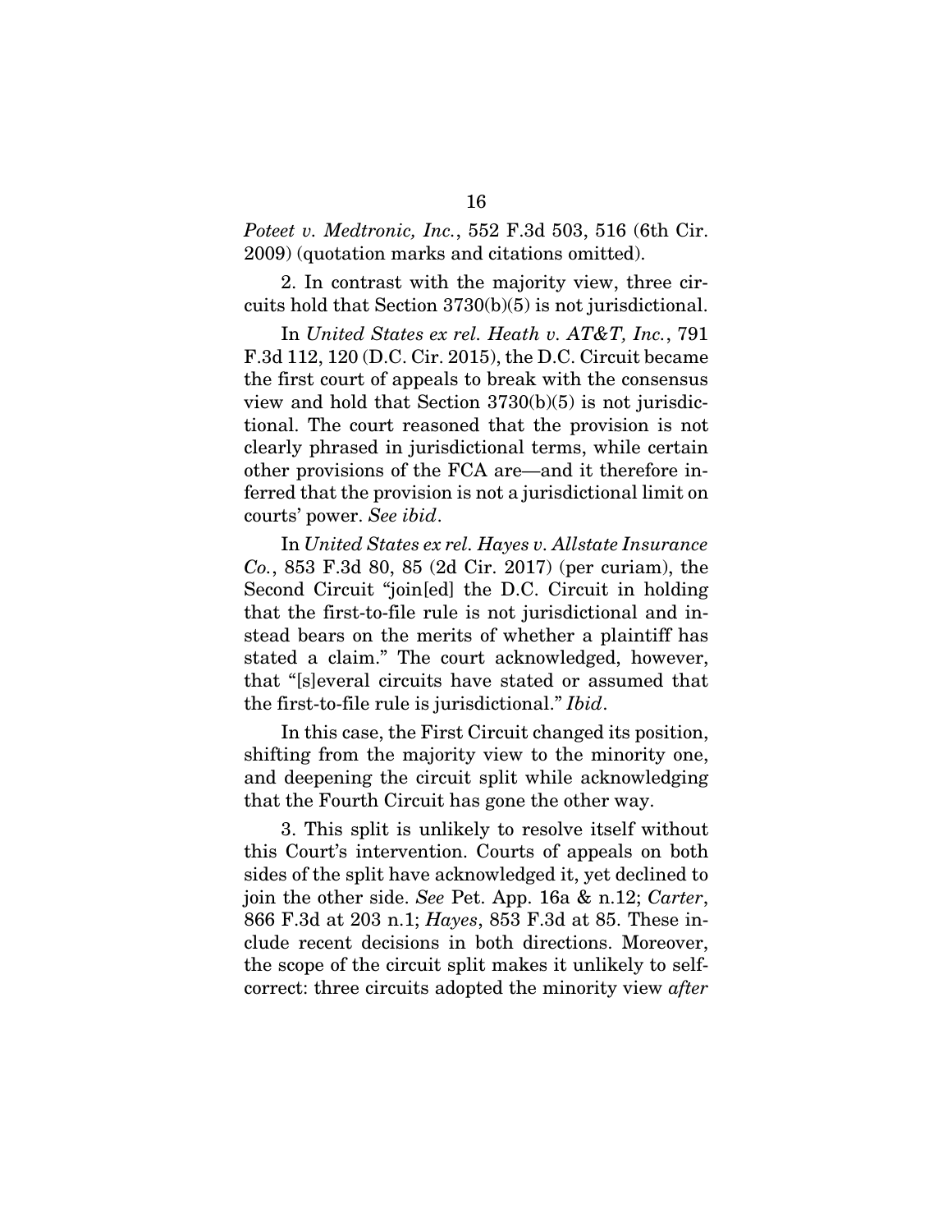*Poteet v. Medtronic, Inc.*, 552 F.3d 503, 516 (6th Cir. 2009) (quotation marks and citations omitted).

2. In contrast with the majority view, three circuits hold that Section 3730(b)(5) is not jurisdictional.

In *United States ex rel. Heath v. AT&T, Inc.*, 791 F.3d 112, 120 (D.C. Cir. 2015), the D.C. Circuit became the first court of appeals to break with the consensus view and hold that Section 3730(b)(5) is not jurisdictional. The court reasoned that the provision is not clearly phrased in jurisdictional terms, while certain other provisions of the FCA are—and it therefore inferred that the provision is not a jurisdictional limit on courts' power. *See ibid*.

In *United States ex rel. Hayes v. Allstate Insurance Co.*, 853 F.3d 80, 85 (2d Cir. 2017) (per curiam), the Second Circuit "join[ed] the D.C. Circuit in holding that the first-to-file rule is not jurisdictional and instead bears on the merits of whether a plaintiff has stated a claim." The court acknowledged, however, that "[s]everal circuits have stated or assumed that the first-to-file rule is jurisdictional." *Ibid*.

In this case, the First Circuit changed its position, shifting from the majority view to the minority one, and deepening the circuit split while acknowledging that the Fourth Circuit has gone the other way.

3. This split is unlikely to resolve itself without this Court's intervention. Courts of appeals on both sides of the split have acknowledged it, yet declined to join the other side. *See* Pet. App. 16a & n.12; *Carter*, 866 F.3d at 203 n.1; *Hayes*, 853 F.3d at 85. These include recent decisions in both directions. Moreover, the scope of the circuit split makes it unlikely to self-correct: three circuits adopted the minority view *after*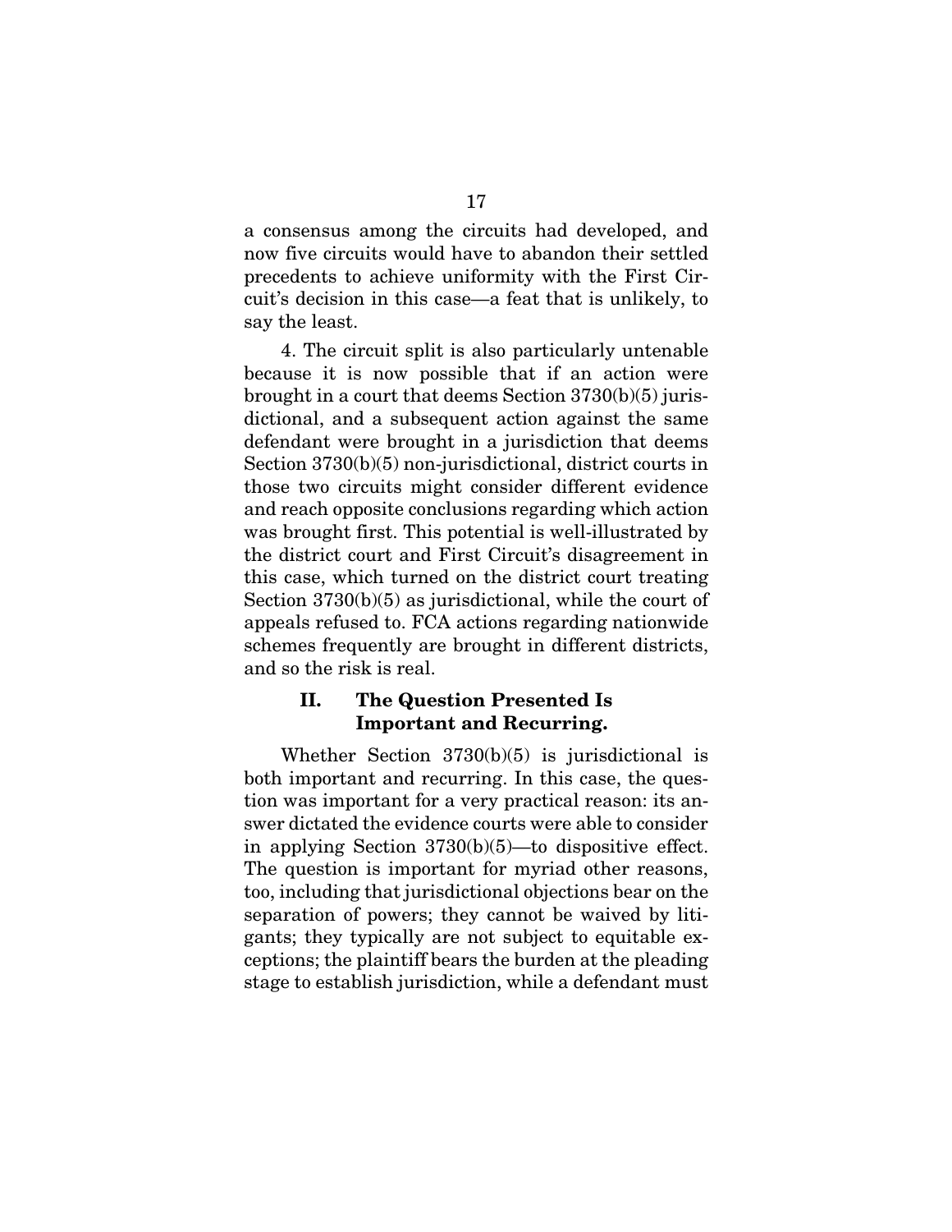a consensus among the circuits had developed, and now five circuits would have to abandon their settled precedents to achieve uniformity with the First Circuit's decision in this case—a feat that is unlikely, to say the least.

4. The circuit split is also particularly untenable because it is now possible that if an action were brought in a court that deems Section 3730(b)(5) jurisdictional, and a subsequent action against the same defendant were brought in a jurisdiction that deems Section 3730(b)(5) non-jurisdictional, district courts in those two circuits might consider different evidence and reach opposite conclusions regarding which action was brought first. This potential is well-illustrated by the district court and First Circuit's disagreement in this case, which turned on the district court treating Section 3730(b)(5) as jurisdictional, while the court of appeals refused to. FCA actions regarding nationwide schemes frequently are brought in different districts, and so the risk is real.

## II. The Question Presented Is Important and Recurring.

Whether Section 3730(b)(5) is jurisdictional is both important and recurring. In this case, the question was important for a very practical reason: its answer dictated the evidence courts were able to consider in applying Section 3730(b)(5)—to dispositive effect. The question is important for myriad other reasons, too, including that jurisdictional objections bear on the separation of powers; they cannot be waived by litigants; they typically are not subject to equitable exceptions; the plaintiff bears the burden at the pleading stage to establish jurisdiction, while a defendant must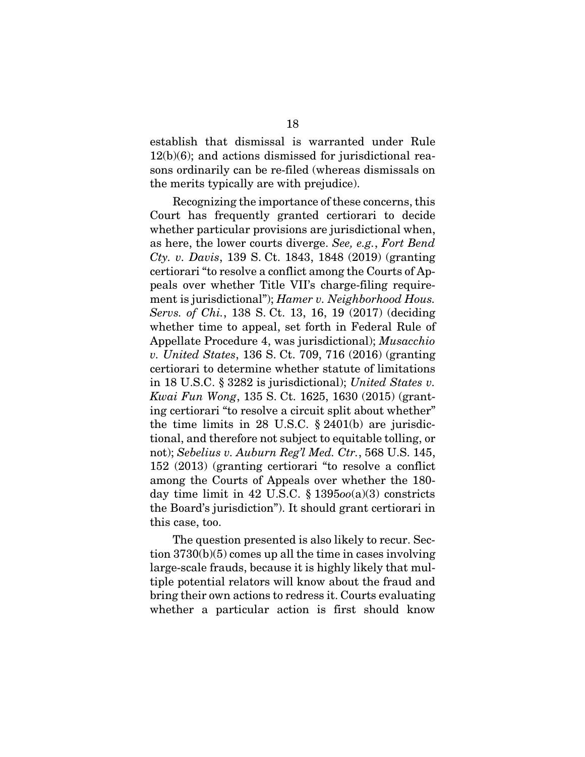establish that dismissal is warranted under Rule 12(b)(6); and actions dismissed for jurisdictional reasons ordinarily can be re-filed (whereas dismissals on the merits typically are with prejudice).

Recognizing the importance of these concerns, this Court has frequently granted certiorari to decide whether particular provisions are jurisdictional when, as here, the lower courts diverge. *See, e.g.*, *Fort Bend Cty. v. Davis*, 139 S. Ct. 1843, 1848 (2019) (granting certiorari "to resolve a conflict among the Courts of Appeals over whether Title VII's charge-filing requirement is jurisdictional"); *Hamer v. Neighborhood Hous. Servs. of Chi.*, 138 S. Ct. 13, 16, 19 (2017) (deciding whether time to appeal, set forth in Federal Rule of Appellate Procedure 4, was jurisdictional); *Musacchio v. United States*, 136 S. Ct. 709, 716 (2016) (granting certiorari to determine whether statute of limitations in 18 U.S.C. § 3282 is jurisdictional); *United States v. Kwai Fun Wong*, 135 S. Ct. 1625, 1630 (2015) (granting certiorari "to resolve a circuit split about whether" the time limits in 28 U.S.C. § 2401(b) are jurisdictional, and therefore not subject to equitable tolling, or not); *Sebelius v. Auburn Reg'l Med. Ctr.*, 568 U.S. 145, 152 (2013) (granting certiorari "to resolve a conflict among the Courts of Appeals over whether the 180-day time limit in 42 U.S.C. § 1395*oo*(a)(3) constricts the Board's jurisdiction"). It should grant certiorari in this case, too.

The question presented is also likely to recur. Section 3730(b)(5) comes up all the time in cases involving large-scale frauds, because it is highly likely that multiple potential relators will know about the fraud and bring their own actions to redress it. Courts evaluating whether a particular action is first should know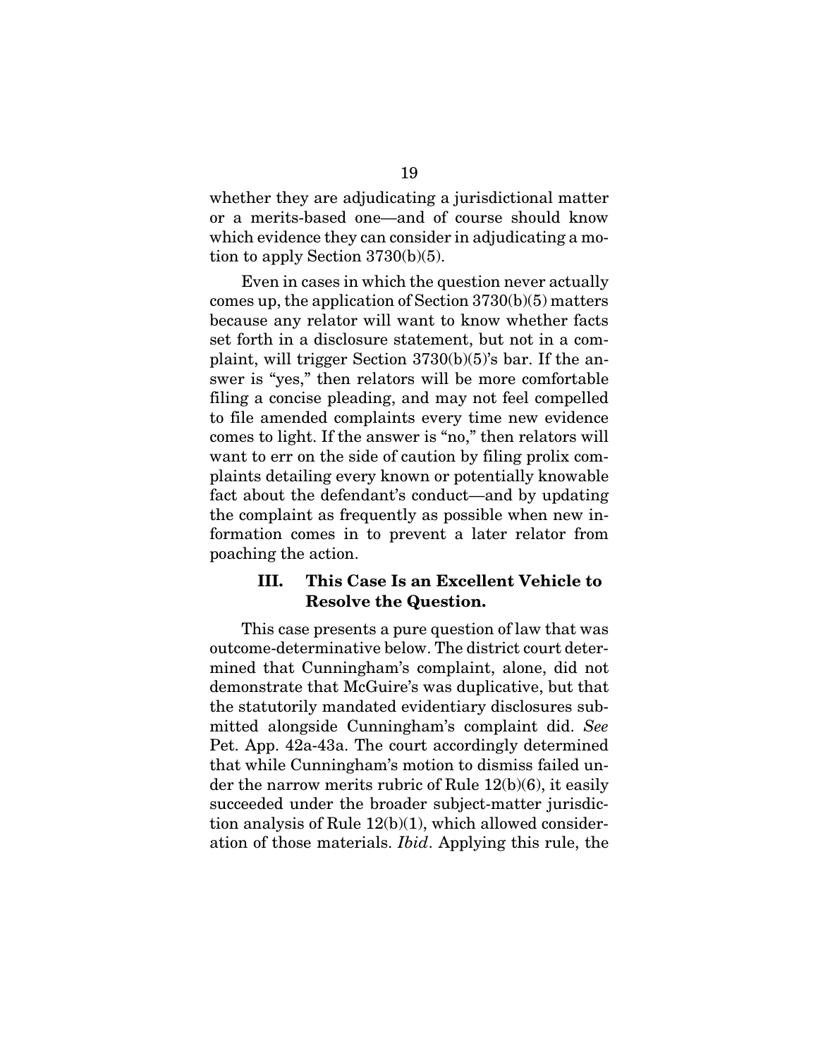whether they are adjudicating a jurisdictional matter or a merits-based one—and of course should know which evidence they can consider in adjudicating a motion to apply Section 3730(b)(5).

Even in cases in which the question never actually comes up, the application of Section 3730(b)(5) matters because any relator will want to know whether facts set forth in a disclosure statement, but not in a complaint, will trigger Section 3730(b)(5)'s bar. If the answer is "yes," then relators will be more comfortable filing a concise pleading, and may not feel compelled to file amended complaints every time new evidence comes to light. If the answer is "no," then relators will want to err on the side of caution by filing prolix complaints detailing every known or potentially knowable fact about the defendant's conduct—and by updating the complaint as frequently as possible when new information comes in to prevent a later relator from poaching the action.

### III. This Case Is an Excellent Vehicle to Resolve the Question.

This case presents a pure question of law that was outcome-determinative below. The district court determined that Cunningham's complaint, alone, did not demonstrate that McGuire's was duplicative, but that the statutorily mandated evidentiary disclosures submitted alongside Cunningham's complaint did. *See* Pet. App. 42a-43a. The court accordingly determined that while Cunningham's motion to dismiss failed under the narrow merits rubric of Rule 12(b)(6), it easily succeeded under the broader subject-matter jurisdiction analysis of Rule 12(b)(1), which allowed consideration of those materials. *Ibid*. Applying this rule, the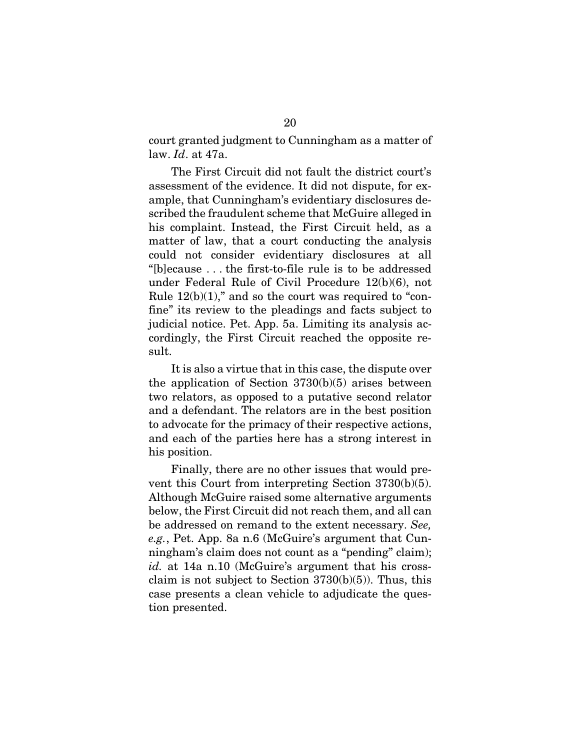court granted judgment to Cunningham as a matter of law. *Id*. at 47a.

The First Circuit did not fault the district court's assessment of the evidence. It did not dispute, for example, that Cunningham's evidentiary disclosures described the fraudulent scheme that McGuire alleged in his complaint. Instead, the First Circuit held, as a matter of law, that a court conducting the analysis could not consider evidentiary disclosures at all "[b]ecause . . . the first-to-file rule is to be addressed under Federal Rule of Civil Procedure 12(b)(6), not Rule 12(b)(1)," and so the court was required to "confine" its review to the pleadings and facts subject to judicial notice. Pet. App. 5a. Limiting its analysis accordingly, the First Circuit reached the opposite result.

It is also a virtue that in this case, the dispute over the application of Section 3730(b)(5) arises between two relators, as opposed to a putative second relator and a defendant. The relators are in the best position to advocate for the primacy of their respective actions, and each of the parties here has a strong interest in his position.

Finally, there are no other issues that would prevent this Court from interpreting Section 3730(b)(5). Although McGuire raised some alternative arguments below, the First Circuit did not reach them, and all can be addressed on remand to the extent necessary. *See, e.g.*, Pet. App. 8a n.6 (McGuire's argument that Cunningham's claim does not count as a "pending" claim); *id.* at 14a n.10 (McGuire's argument that his cross-claim is not subject to Section 3730(b)(5)). Thus, this case presents a clean vehicle to adjudicate the question presented.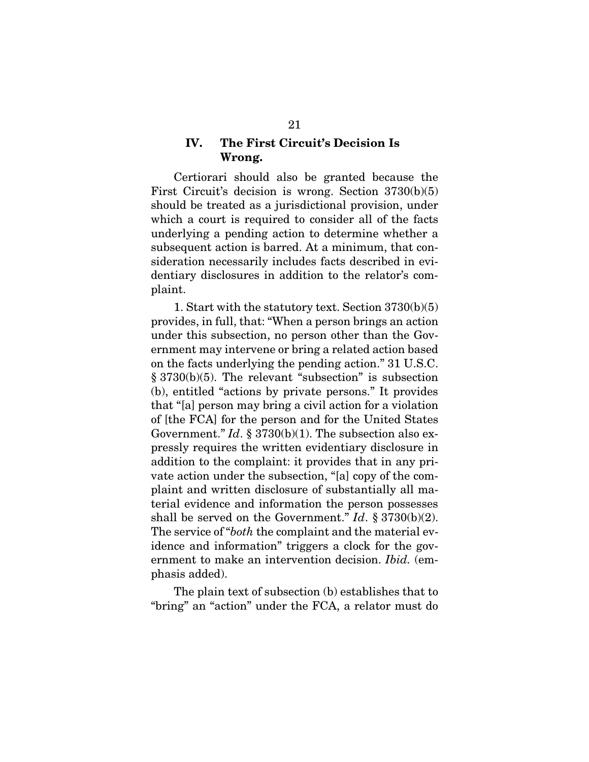## IV. The First Circuit's Decision Is Wrong.

Certiorari should also be granted because the First Circuit's decision is wrong. Section 3730(b)(5) should be treated as a jurisdictional provision, under which a court is required to consider all of the facts underlying a pending action to determine whether a subsequent action is barred. At a minimum, that consideration necessarily includes facts described in evidentiary disclosures in addition to the relator's complaint.

1. Start with the statutory text. Section 3730(b)(5) provides, in full, that: "When a person brings an action under this subsection, no person other than the Government may intervene or bring a related action based on the facts underlying the pending action." 31 U.S.C. § 3730(b)(5). The relevant "subsection" is subsection (b), entitled "actions by private persons." It provides that "[a] person may bring a civil action for a violation of [the FCA] for the person and for the United States Government." *Id*. § 3730(b)(1). The subsection also expressly requires the written evidentiary disclosure in addition to the complaint: it provides that in any private action under the subsection, "[a] copy of the complaint and written disclosure of substantially all material evidence and information the person possesses shall be served on the Government." *Id*. § 3730(b)(2). The service of "*both* the complaint and the material evidence and information" triggers a clock for the government to make an intervention decision. *Ibid.* (emphasis added).

The plain text of subsection (b) establishes that to "bring" an "action" under the FCA, a relator must do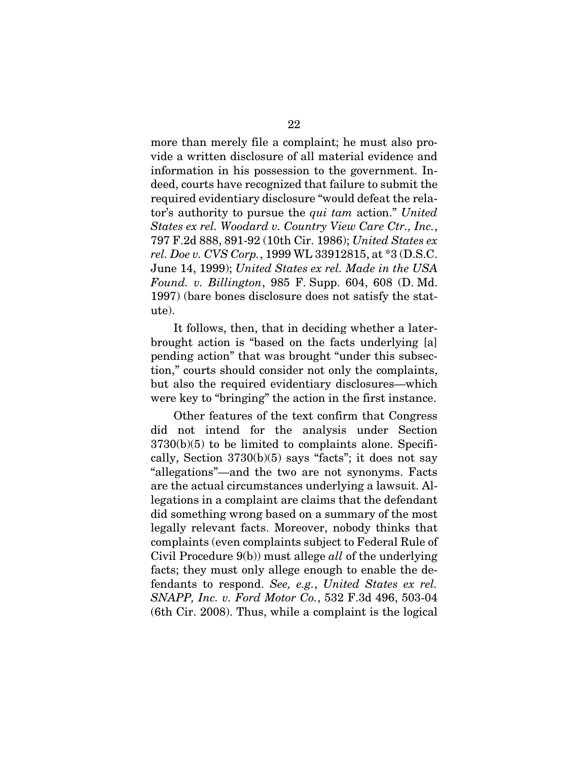more than merely file a complaint; he must also provide a written disclosure of all material evidence and information in his possession to the government. Indeed, courts have recognized that failure to submit the required evidentiary disclosure "would defeat the relator's authority to pursue the *qui tam* action." *United States ex rel. Woodard v. Country View Care Ctr., Inc.*, 797 F.2d 888, 891-92 (10th Cir. 1986); *United States ex rel. Doe v. CVS Corp.*, 1999 WL 33912815, at *3 (D.S.C. June 14, 1999); *United States ex rel. Made in the USA Found. v. Billington*, 985 F. Supp. 604, 608 (D. Md. 1997) (bare bones disclosure does not satisfy the statute).

It follows, then, that in deciding whether a later-brought action is "based on the facts underlying [a] pending action" that was brought "under this subsection," courts should consider not only the complaints, but also the required evidentiary disclosures—which were key to "bringing" the action in the first instance.

Other features of the text confirm that Congress did not intend for the analysis under Section 3730(b)(5) to be limited to complaints alone. Specifically, Section 3730(b)(5) says "facts"; it does not say "allegations"—and the two are not synonyms. Facts are the actual circumstances underlying a lawsuit. Allegations in a complaint are claims that the defendant did something wrong based on a summary of the most legally relevant facts. Moreover, nobody thinks that complaints (even complaints subject to Federal Rule of Civil Procedure 9(b)) must allege *all* of the underlying facts; they must only allege enough to enable the defendants to respond. *See, e.g.*, *United States ex rel. SNAPP, Inc. v. Ford Motor Co.*, 532 F.3d 496, 503-04 (6th Cir. 2008). Thus, while a complaint is the logical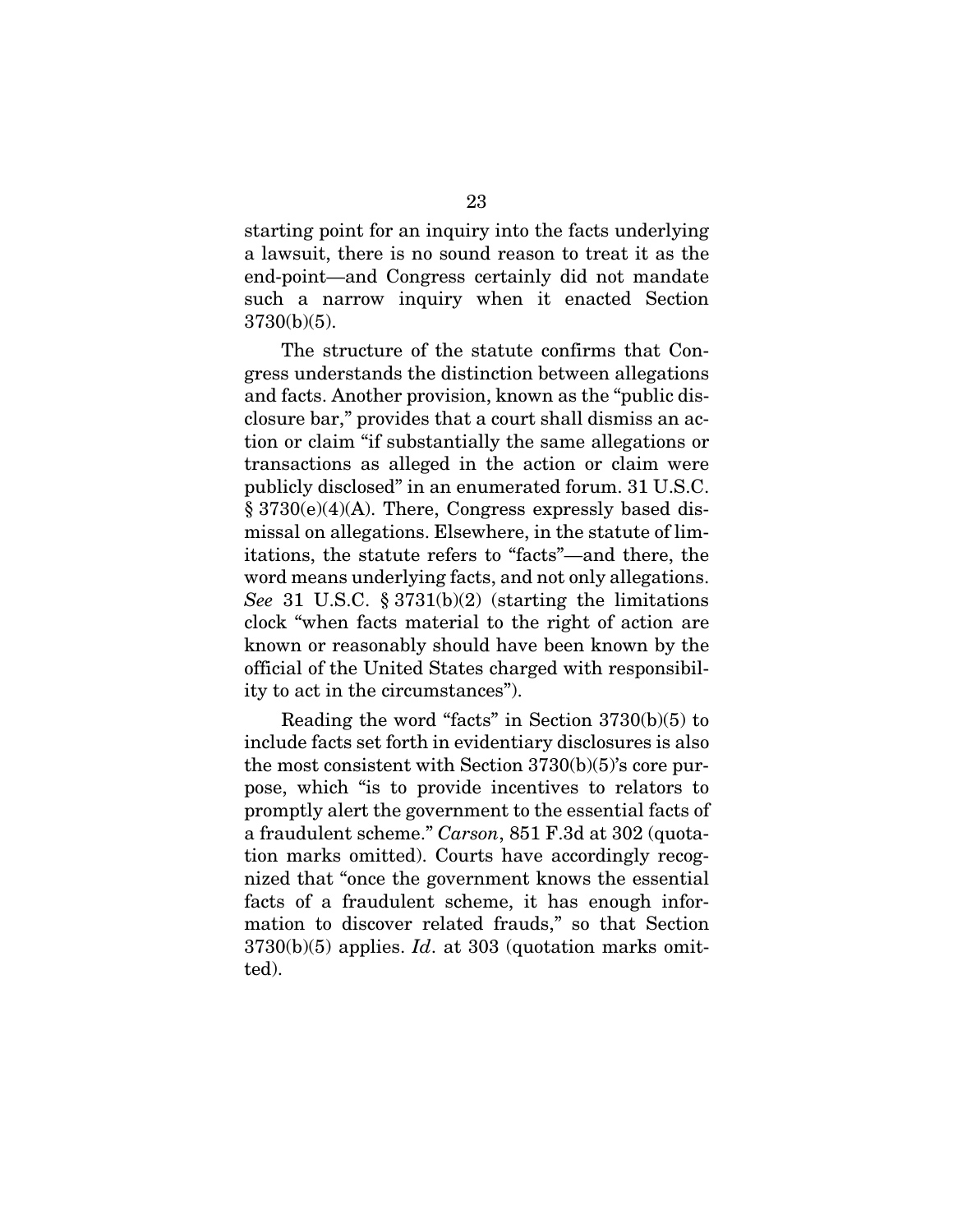starting point for an inquiry into the facts underlying a lawsuit, there is no sound reason to treat it as the end-point—and Congress certainly did not mandate such a narrow inquiry when it enacted Section 3730(b)(5).

The structure of the statute confirms that Congress understands the distinction between allegations and facts. Another provision, known as the "public disclosure bar," provides that a court shall dismiss an action or claim "if substantially the same allegations or transactions as alleged in the action or claim were publicly disclosed" in an enumerated forum. 31 U.S.C. § 3730(e)(4)(A). There, Congress expressly based dismissal on allegations. Elsewhere, in the statute of limitations, the statute refers to "facts"—and there, the word means underlying facts, and not only allegations. *See* 31 U.S.C. § 3731(b)(2) (starting the limitations clock "when facts material to the right of action are known or reasonably should have been known by the official of the United States charged with responsibility to act in the circumstances").

Reading the word "facts" in Section 3730(b)(5) to include facts set forth in evidentiary disclosures is also the most consistent with Section 3730(b)(5)'s core purpose, which "is to provide incentives to relators to promptly alert the government to the essential facts of a fraudulent scheme." *Carson*, 851 F.3d at 302 (quotation marks omitted). Courts have accordingly recognized that "once the government knows the essential facts of a fraudulent scheme, it has enough information to discover related frauds," so that Section 3730(b)(5) applies. *Id*. at 303 (quotation marks omitted).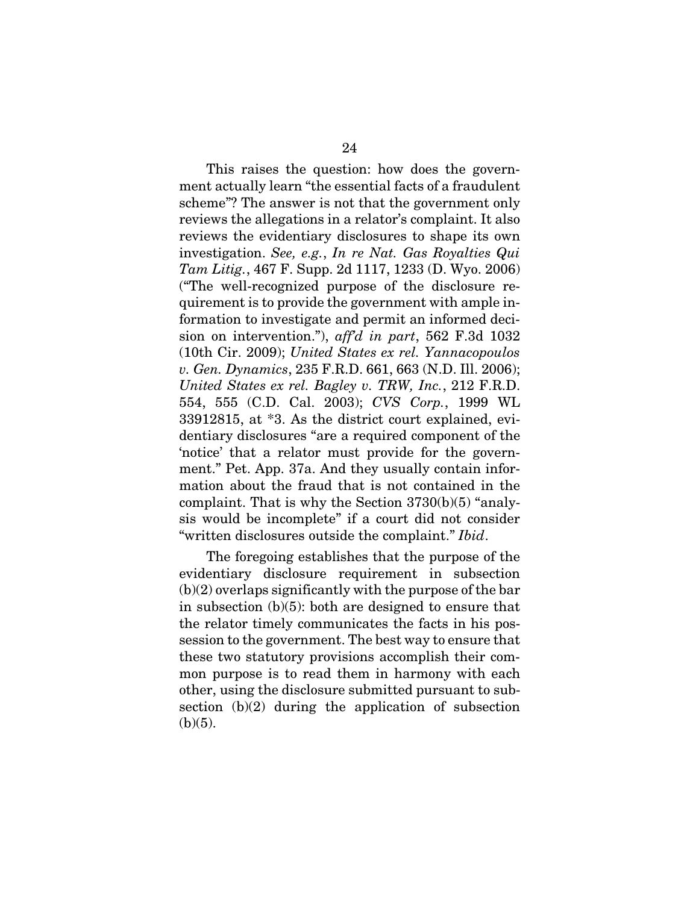This raises the question: how does the government actually learn "the essential facts of a fraudulent scheme"? The answer is not that the government only reviews the allegations in a relator's complaint. It also reviews the evidentiary disclosures to shape its own investigation. *See, e.g.*, *In re Nat. Gas Royalties Qui Tam Litig.*, 467 F. Supp. 2d 1117, 1233 (D. Wyo. 2006) ("The well-recognized purpose of the disclosure requirement is to provide the government with ample information to investigate and permit an informed decision on intervention."), *aff'd in part*, 562 F.3d 1032 (10th Cir. 2009); *United States ex rel. Yannacopoulos v. Gen. Dynamics*, 235 F.R.D. 661, 663 (N.D. Ill. 2006); *United States ex rel. Bagley v. TRW, Inc.*, 212 F.R.D. 554, 555 (C.D. Cal. 2003); *CVS Corp.*, 1999 WL 33912815, at *3. As the district court explained, evidentiary disclosures "are a required component of the 'notice' that a relator must provide for the government." Pet. App. 37a. And they usually contain information about the fraud that is not contained in the complaint. That is why the Section 3730(b)(5) "analysis would be incomplete" if a court did not consider "written disclosures outside the complaint." *Ibid*.

The foregoing establishes that the purpose of the evidentiary disclosure requirement in subsection (b)(2) overlaps significantly with the purpose of the bar in subsection (b)(5): both are designed to ensure that the relator timely communicates the facts in his possession to the government. The best way to ensure that these two statutory provisions accomplish their common purpose is to read them in harmony with each other, using the disclosure submitted pursuant to subsection (b)(2) during the application of subsection (b)(5).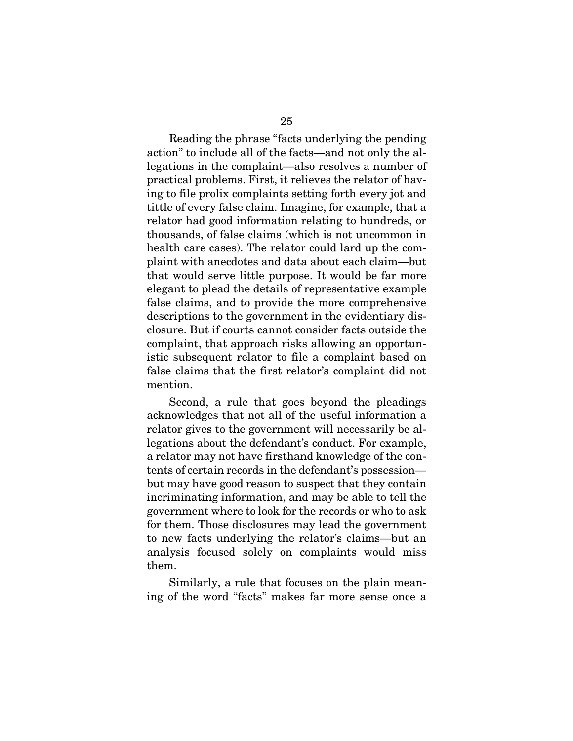Reading the phrase "facts underlying the pending action" to include all of the facts—and not only the allegations in the complaint—also resolves a number of practical problems. First, it relieves the relator of having to file prolix complaints setting forth every jot and tittle of every false claim. Imagine, for example, that a relator had good information relating to hundreds, or thousands, of false claims (which is not uncommon in health care cases). The relator could lard up the complaint with anecdotes and data about each claim—but that would serve little purpose. It would be far more elegant to plead the details of representative example false claims, and to provide the more comprehensive descriptions to the government in the evidentiary disclosure. But if courts cannot consider facts outside the complaint, that approach risks allowing an opportunistic subsequent relator to file a complaint based on false claims that the first relator's complaint did not mention.

Second, a rule that goes beyond the pleadings acknowledges that not all of the useful information a relator gives to the government will necessarily be allegations about the defendant's conduct. For example, a relator may not have firsthand knowledge of the contents of certain records in the defendant's possession—but may have good reason to suspect that they contain incriminating information, and may be able to tell the government where to look for the records or who to ask for them. Those disclosures may lead the government to new facts underlying the relator's claims—but an analysis focused solely on complaints would miss them.

Similarly, a rule that focuses on the plain meaning of the word "facts" makes far more sense once a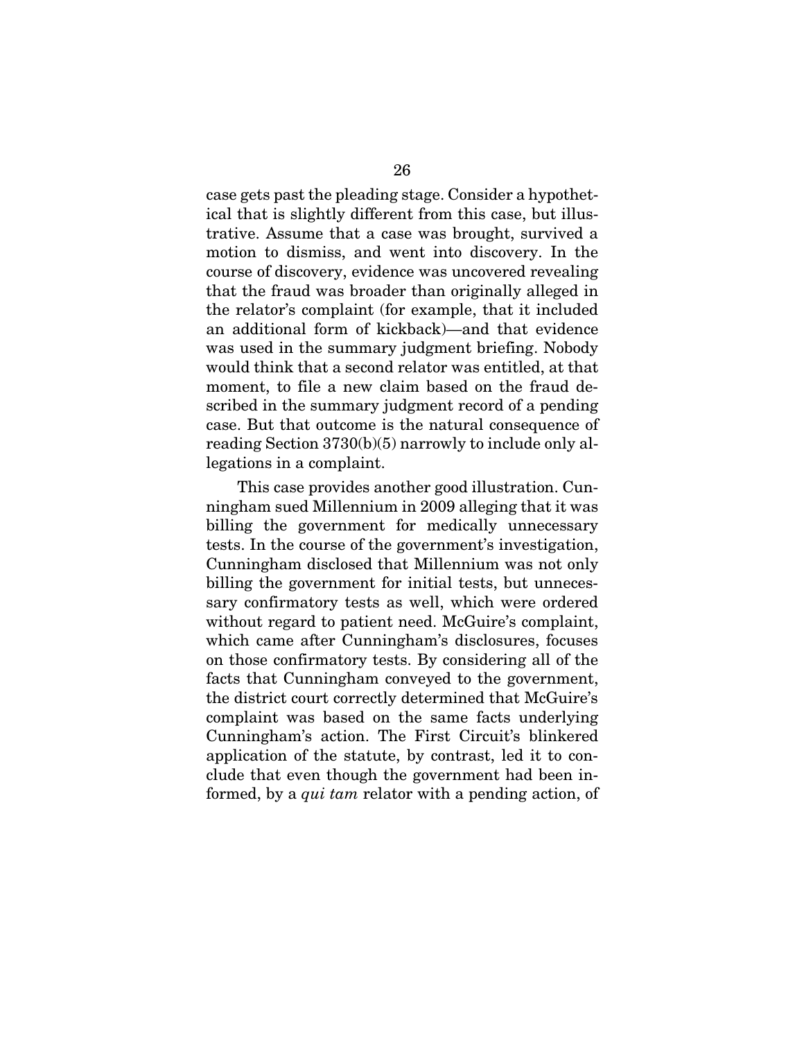case gets past the pleading stage. Consider a hypothetical that is slightly different from this case, but illustrative. Assume that a case was brought, survived a motion to dismiss, and went into discovery. In the course of discovery, evidence was uncovered revealing that the fraud was broader than originally alleged in the relator's complaint (for example, that it included an additional form of kickback)—and that evidence was used in the summary judgment briefing. Nobody would think that a second relator was entitled, at that moment, to file a new claim based on the fraud described in the summary judgment record of a pending case. But that outcome is the natural consequence of reading Section 3730(b)(5) narrowly to include only allegations in a complaint.

This case provides another good illustration. Cunningham sued Millennium in 2009 alleging that it was billing the government for medically unnecessary tests. In the course of the government's investigation, Cunningham disclosed that Millennium was not only billing the government for initial tests, but unnecessary confirmatory tests as well, which were ordered without regard to patient need. McGuire's complaint, which came after Cunningham's disclosures, focuses on those confirmatory tests. By considering all of the facts that Cunningham conveyed to the government, the district court correctly determined that McGuire's complaint was based on the same facts underlying Cunningham's action. The First Circuit's blinkered application of the statute, by contrast, led it to conclude that even though the government had been informed, by a *qui tam* relator with a pending action, of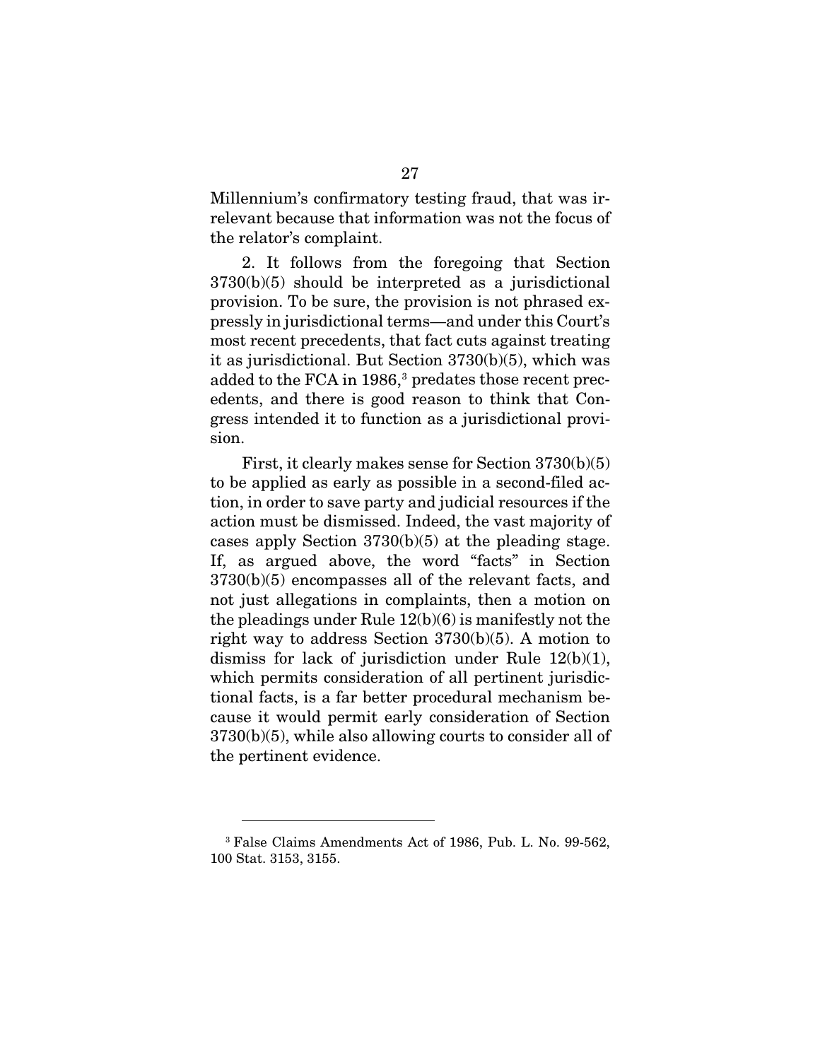Millennium's confirmatory testing fraud, that was irrelevant because that information was not the focus of the relator's complaint.

2. It follows from the foregoing that Section 3730(b)(5) should be interpreted as a jurisdictional provision. To be sure, the provision is not phrased expressly in jurisdictional terms—and under this Court's most recent precedents, that fact cuts against treating it as jurisdictional. But Section 3730(b)(5), which was added to the FCA in 1986,[3] predates those recent precedents, and there is good reason to think that Congress intended it to function as a jurisdictional provision.

First, it clearly makes sense for Section 3730(b)(5) to be applied as early as possible in a second-filed action, in order to save party and judicial resources if the action must be dismissed. Indeed, the vast majority of cases apply Section 3730(b)(5) at the pleading stage. If, as argued above, the word "facts" in Section 3730(b)(5) encompasses all of the relevant facts, and not just allegations in complaints, then a motion on the pleadings under Rule 12(b)(6) is manifestly not the right way to address Section 3730(b)(5). A motion to dismiss for lack of jurisdiction under Rule 12(b)(1), which permits consideration of all pertinent jurisdictional facts, is a far better procedural mechanism because it would permit early consideration of Section 3730(b)(5), while also allowing courts to consider all of the pertinent evidence.

---

[3] False Claims Amendments Act of 1986, Pub. L. No. 99-562, 100 Stat. 3153, 3155.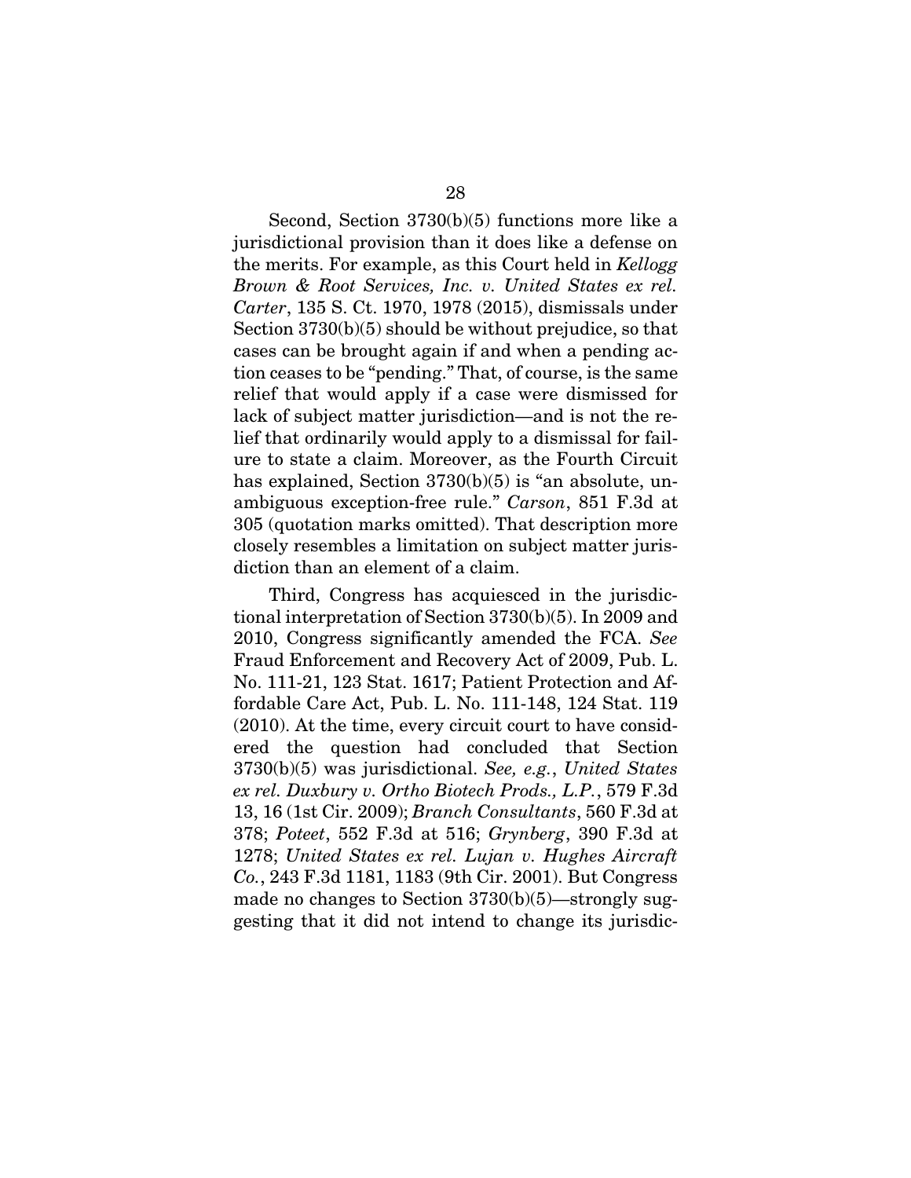Second, Section 3730(b)(5) functions more like a jurisdictional provision than it does like a defense on the merits. For example, as this Court held in *Kellogg Brown & Root Services, Inc. v. United States ex rel. Carter*, 135 S. Ct. 1970, 1978 (2015), dismissals under Section 3730(b)(5) should be without prejudice, so that cases can be brought again if and when a pending action ceases to be "pending." That, of course, is the same relief that would apply if a case were dismissed for lack of subject matter jurisdiction—and is not the relief that ordinarily would apply to a dismissal for failure to state a claim. Moreover, as the Fourth Circuit has explained, Section 3730(b)(5) is "an absolute, unambiguous exception-free rule." *Carson*, 851 F.3d at 305 (quotation marks omitted). That description more closely resembles a limitation on subject matter jurisdiction than an element of a claim.

Third, Congress has acquiesced in the jurisdictional interpretation of Section 3730(b)(5). In 2009 and 2010, Congress significantly amended the FCA. *See* Fraud Enforcement and Recovery Act of 2009, Pub. L. No. 111-21, 123 Stat. 1617; Patient Protection and Affordable Care Act, Pub. L. No. 111-148, 124 Stat. 119 (2010). At the time, every circuit court to have considered the question had concluded that Section 3730(b)(5) was jurisdictional. *See, e.g.*, *United States ex rel. Duxbury v. Ortho Biotech Prods., L.P.*, 579 F.3d 13, 16 (1st Cir. 2009); *Branch Consultants*, 560 F.3d at 378; *Poteet*, 552 F.3d at 516; *Grynberg*, 390 F.3d at 1278; *United States ex rel. Lujan v. Hughes Aircraft Co.*, 243 F.3d 1181, 1183 (9th Cir. 2001). But Congress made no changes to Section 3730(b)(5)—strongly suggesting that it did not intend to change its jurisdic-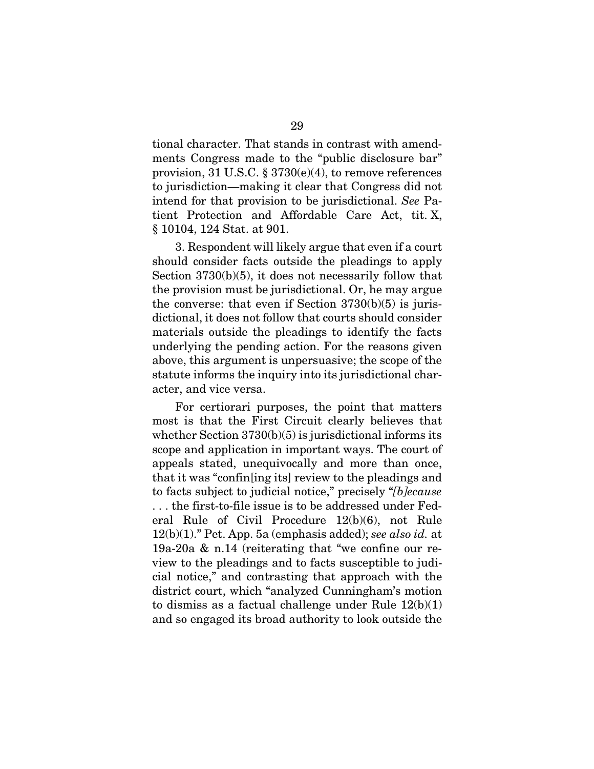tional character. That stands in contrast with amendments Congress made to the "public disclosure bar" provision, 31 U.S.C. § 3730(e)(4), to remove references to jurisdiction—making it clear that Congress did not intend for that provision to be jurisdictional. *See* Patient Protection and Affordable Care Act, tit. X, § 10104, 124 Stat. at 901.

3. Respondent will likely argue that even if a court should consider facts outside the pleadings to apply Section 3730(b)(5), it does not necessarily follow that the provision must be jurisdictional. Or, he may argue the converse: that even if Section 3730(b)(5) is jurisdictional, it does not follow that courts should consider materials outside the pleadings to identify the facts underlying the pending action. For the reasons given above, this argument is unpersuasive; the scope of the statute informs the inquiry into its jurisdictional character, and vice versa.

For certiorari purposes, the point that matters most is that the First Circuit clearly believes that whether Section 3730(b)(5) is jurisdictional informs its scope and application in important ways. The court of appeals stated, unequivocally and more than once, that it was "confin[ing its] review to the pleadings and to facts subject to judicial notice," precisely "*[b]ecause* . . . the first-to-file issue is to be addressed under Federal Rule of Civil Procedure 12(b)(6), not Rule 12(b)(1)." Pet. App. 5a (emphasis added); *see also id.* at 19a-20a & n.14 (reiterating that "we confine our review to the pleadings and to facts susceptible to judicial notice," and contrasting that approach with the district court, which "analyzed Cunningham's motion to dismiss as a factual challenge under Rule 12(b)(1) and so engaged its broad authority to look outside the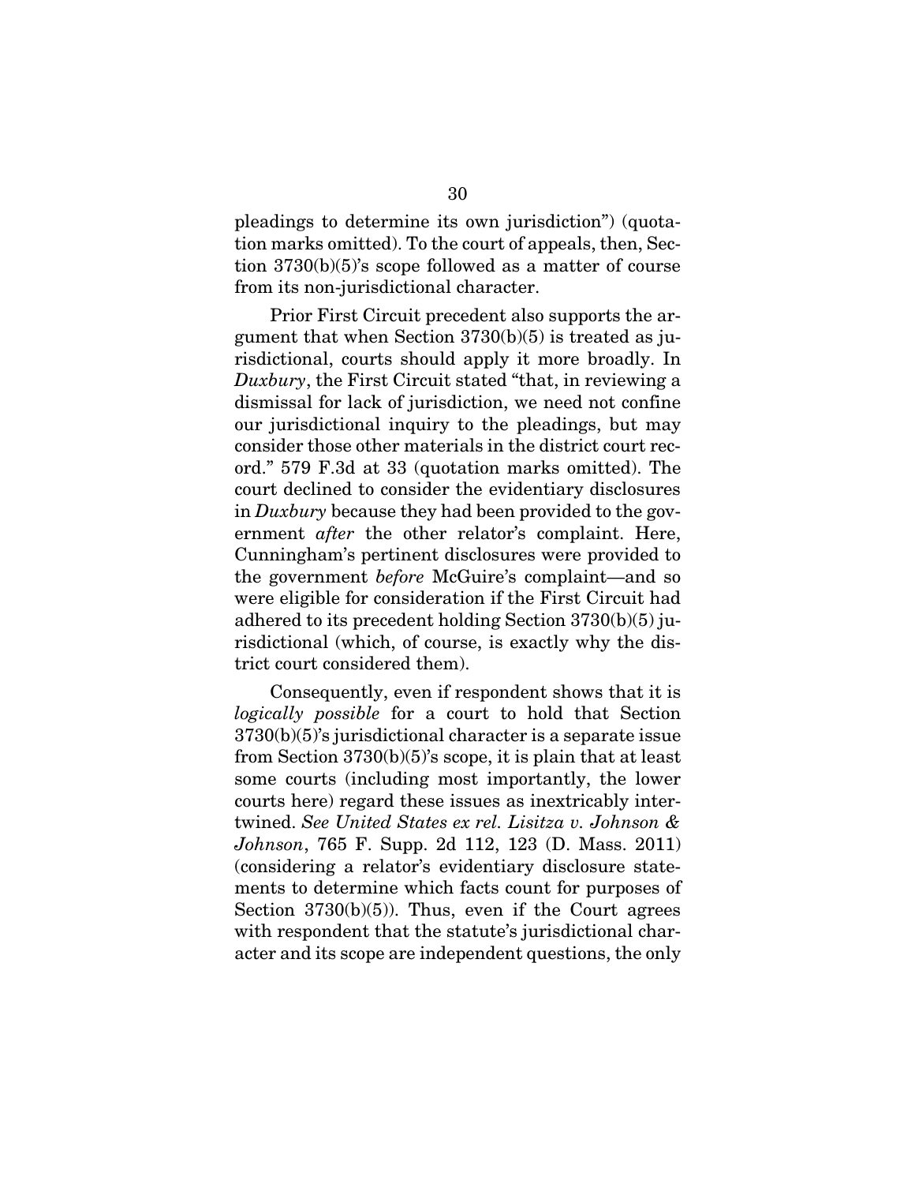pleadings to determine its own jurisdiction") (quotation marks omitted). To the court of appeals, then, Section 3730(b)(5)'s scope followed as a matter of course from its non-jurisdictional character.

Prior First Circuit precedent also supports the argument that when Section 3730(b)(5) is treated as jurisdictional, courts should apply it more broadly. In *Duxbury*, the First Circuit stated "that, in reviewing a dismissal for lack of jurisdiction, we need not confine our jurisdictional inquiry to the pleadings, but may consider those other materials in the district court record." 579 F.3d at 33 (quotation marks omitted). The court declined to consider the evidentiary disclosures in *Duxbury* because they had been provided to the government *after* the other relator's complaint. Here, Cunningham's pertinent disclosures were provided to the government *before* McGuire's complaint—and so were eligible for consideration if the First Circuit had adhered to its precedent holding Section 3730(b)(5) jurisdictional (which, of course, is exactly why the district court considered them).

Consequently, even if respondent shows that it is *logically possible* for a court to hold that Section 3730(b)(5)'s jurisdictional character is a separate issue from Section 3730(b)(5)'s scope, it is plain that at least some courts (including most importantly, the lower courts here) regard these issues as inextricably intertwined. *See United States ex rel. Lisitza v. Johnson & Johnson*, 765 F. Supp. 2d 112, 123 (D. Mass. 2011) (considering a relator's evidentiary disclosure statements to determine which facts count for purposes of Section 3730(b)(5)). Thus, even if the Court agrees with respondent that the statute's jurisdictional character and its scope are independent questions, the only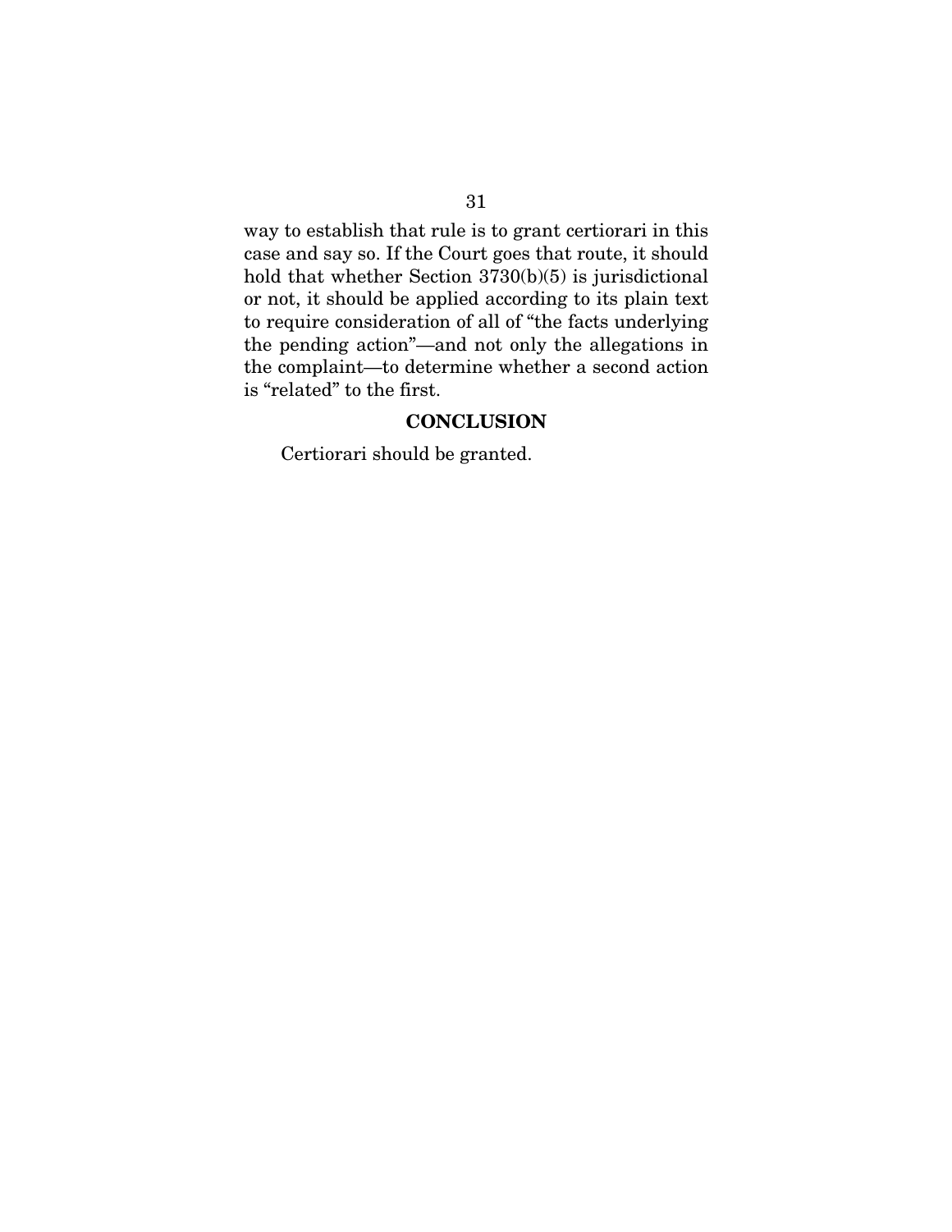way to establish that rule is to grant certiorari in this case and say so. If the Court goes that route, it should hold that whether Section 3730(b)(5) is jurisdictional or not, it should be applied according to its plain text to require consideration of all of "the facts underlying the pending action"—and not only the allegations in the complaint—to determine whether a second action is "related" to the first.

## CONCLUSION

Certiorari should be granted.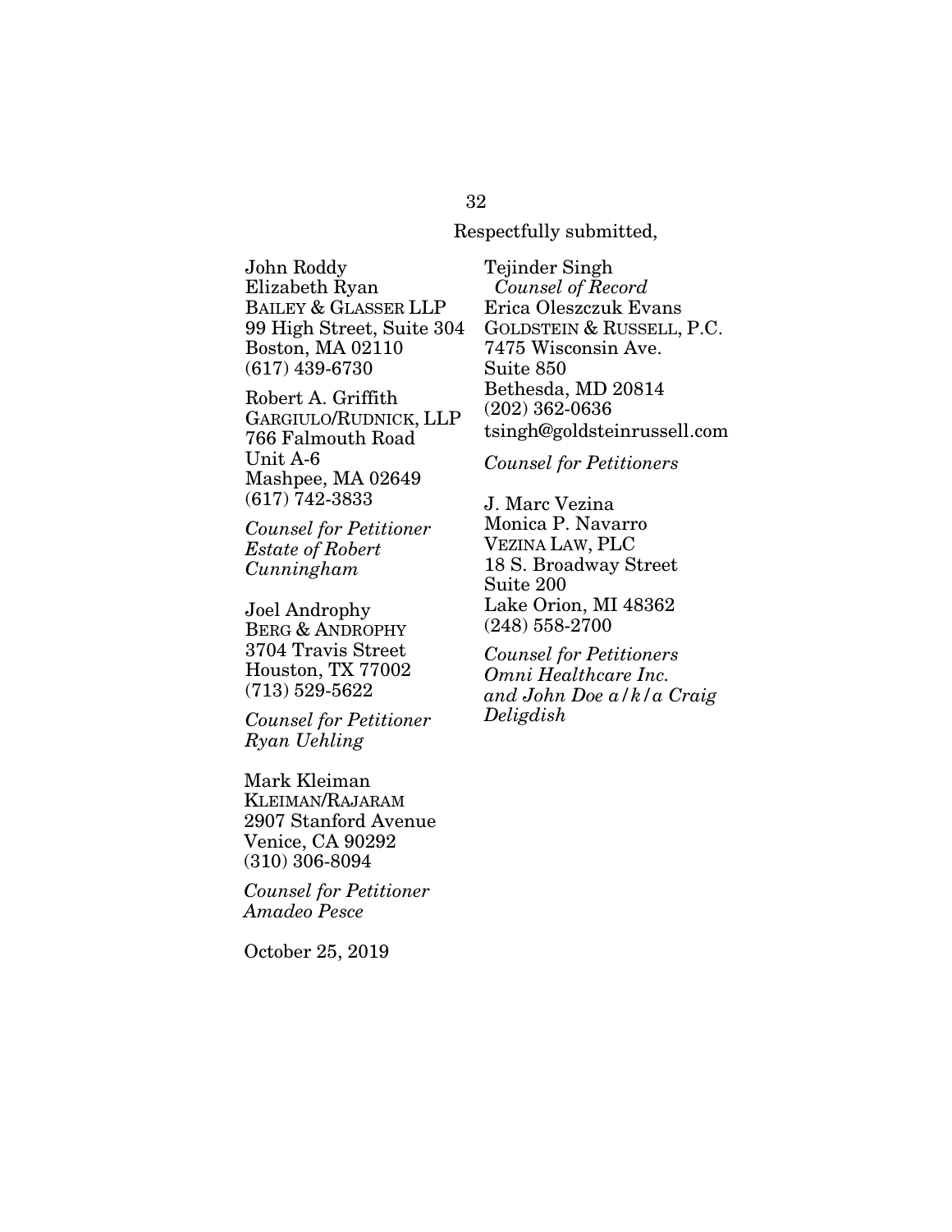Respectfully submitted,

John Roddy
Elizabeth Ryan
BAILEY & GLASSER LLP
99 High Street, Suite 304
Boston, MA 02110
(617) 439-6730

Robert A. Griffith
GARGIULO/RUDNICK, LLP
766 Falmouth Road
Unit A-6
Mashpee, MA 02649
(617) 742-3833

*Counsel for Petitioner Estate of Robert Cunningham*

Joel Androphy
BERG & ANDROPHY
3704 Travis Street
Houston, TX 77002
(713) 529-5622

*Counsel for Petitioner Ryan Uehling*

Mark Kleiman
KLEIMAN/RAJARAM
2907 Stanford Avenue
Venice, CA 90292
(310) 306-8094

*Counsel for Petitioner Amadeo Pesce*

October 25, 2019

Tejinder Singh
*Counsel of Record*
Erica Oleszczuk Evans
GOLDSTEIN & RUSSELL, P.C.
7475 Wisconsin Ave.
Suite 850
Bethesda, MD 20814
(202) 362-0636
tsingh@goldsteinrussell.com

*Counsel for Petitioners*

J. Marc Vezina
Monica P. Navarro
VEZINA LAW, PLC
18 S. Broadway Street
Suite 200
Lake Orion, MI 48362
(248) 558-2700

*Counsel for Petitioners Omni Healthcare Inc. and John Doe a/k/a Craig Deligdish*